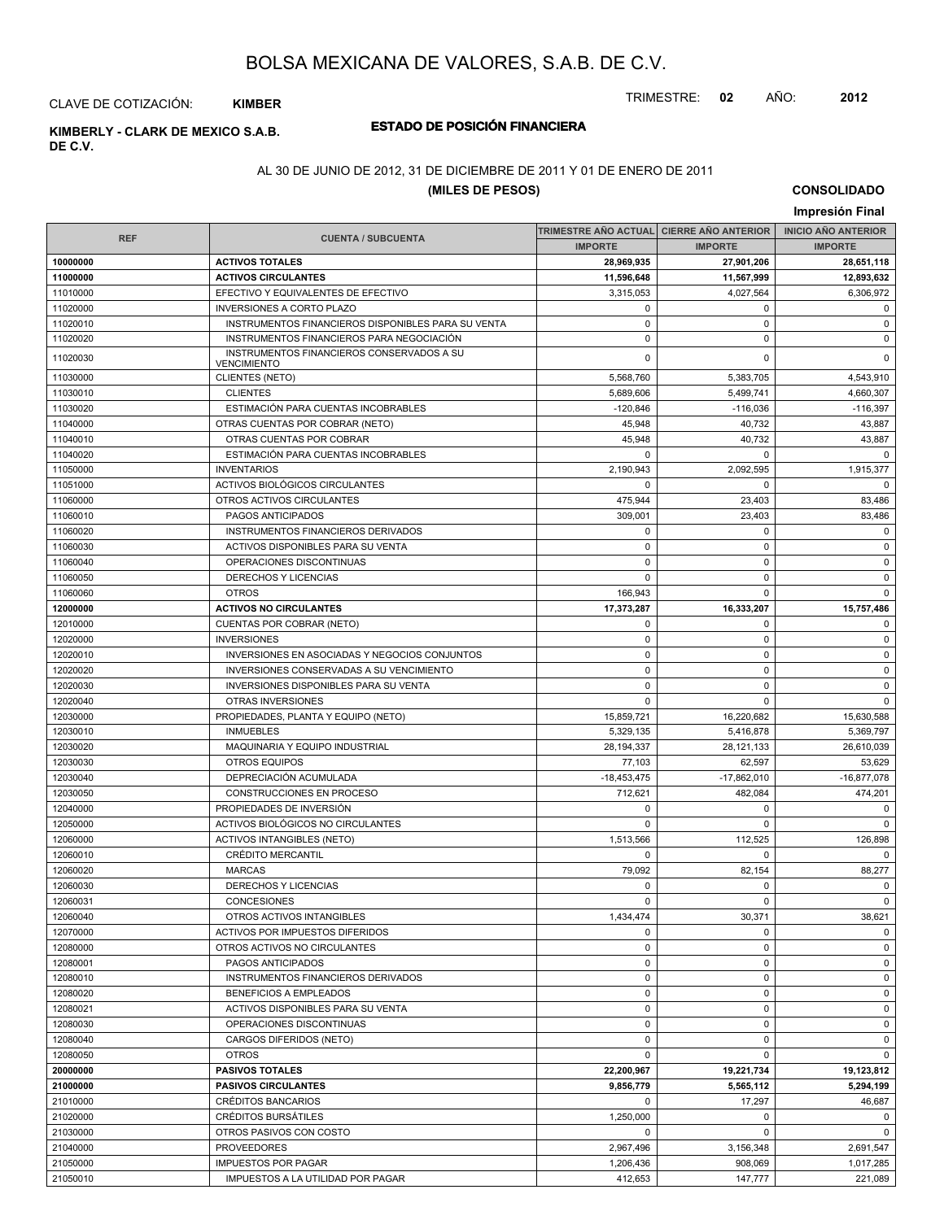# BOLSA MEXICANA DE VALORES, S.A.B. DE C.V.

CLAVE DE COTIZACIÓN: **KIMBER**

TRIMESTRE: **02** AÑO: **2012**

**KIMBERLY - CLARK DE MEXICO S.A.B. DE C.V.**

## ESTADO DE POSICIÓN FINANCIERA

AL 30 DE JUNIO DE 2012, 31 DE DICIEMBRE DE 2011 Y 01 DE ENERO DE 2011

**(MILES DE PESOS)**

**CONSOLIDADO**

**Impresión Final**

| REF | CUENTA / SUBCUENTA | TRIMESTRE AÑO ACTUAL | CIERRE AÑO ANTERIOR | INICIO AÑO ANTERIOR |
|---|---|---|---|---|
| | | IMPORTE | IMPORTE | IMPORTE |
| **10000000** | **ACTIVOS TOTALES** | **28,969,935** | **27,901,206** | **28,651,118** |
| **11000000** | **ACTIVOS CIRCULANTES** | **11,596,648** | **11,567,999** | **12,893,632** |
| 11010000 | EFECTIVO Y EQUIVALENTES DE EFECTIVO | 3,315,053 | 4,027,564 | 6,306,972 |
| 11020000 | INVERSIONES A CORTO PLAZO | 0 | 0 | 0 |
| 11020010 | INSTRUMENTOS FINANCIEROS DISPONIBLES PARA SU VENTA | 0 | 0 | 0 |
| 11020020 | INSTRUMENTOS FINANCIEROS PARA NEGOCIACIÓN | 0 | 0 | 0 |
| 11020030 | INSTRUMENTOS FINANCIEROS CONSERVADOS A SU VENCIMIENTO | 0 | 0 | 0 |
| 11030000 | CLIENTES (NETO) | 5,568,760 | 5,383,705 | 4,543,910 |
| 11030010 | CLIENTES | 5,689,606 | 5,499,741 | 4,660,307 |
| 11030020 | ESTIMACIÓN PARA CUENTAS INCOBRABLES | -120,846 | -116,036 | -116,397 |
| 11040000 | OTRAS CUENTAS POR COBRAR (NETO) | 45,948 | 40,732 | 43,887 |
| 11040010 | OTRAS CUENTAS POR COBRAR | 45,948 | 40,732 | 43,887 |
| 11040020 | ESTIMACIÓN PARA CUENTAS INCOBRABLES | 0 | 0 | 0 |
| 11050000 | INVENTARIOS | 2,190,943 | 2,092,595 | 1,915,377 |
| 11051000 | ACTIVOS BIOLÓGICOS CIRCULANTES | 0 | 0 | 0 |
| 11060000 | OTROS ACTIVOS CIRCULANTES | 475,944 | 23,403 | 83,486 |
| 11060010 | PAGOS ANTICIPADOS | 309,001 | 23,403 | 83,486 |
| 11060020 | INSTRUMENTOS FINANCIEROS DERIVADOS | 0 | 0 | 0 |
| 11060030 | ACTIVOS DISPONIBLES PARA SU VENTA | 0 | 0 | 0 |
| 11060040 | OPERACIONES DISCONTINUAS | 0 | 0 | 0 |
| 11060050 | DERECHOS Y LICENCIAS | 0 | 0 | 0 |
| 11060060 | OTROS | 166,943 | 0 | 0 |
| **12000000** | **ACTIVOS NO CIRCULANTES** | **17,373,287** | **16,333,207** | **15,757,486** |
| 12010000 | CUENTAS POR COBRAR (NETO) | 0 | 0 | 0 |
| 12020000 | INVERSIONES | 0 | 0 | 0 |
| 12020010 | INVERSIONES EN ASOCIADAS Y NEGOCIOS CONJUNTOS | 0 | 0 | 0 |
| 12020020 | INVERSIONES CONSERVADAS A SU VENCIMIENTO | 0 | 0 | 0 |
| 12020030 | INVERSIONES DISPONIBLES PARA SU VENTA | 0 | 0 | 0 |
| 12020040 | OTRAS INVERSIONES | 0 | 0 | 0 |
| 12030000 | PROPIEDADES, PLANTA Y EQUIPO (NETO) | 15,859,721 | 16,220,682 | 15,630,588 |
| 12030010 | INMUEBLES | 5,329,135 | 5,416,878 | 5,369,797 |
| 12030020 | MAQUINARIA Y EQUIPO INDUSTRIAL | 28,194,337 | 28,121,133 | 26,610,039 |
| 12030030 | OTROS EQUIPOS | 77,103 | 62,597 | 53,629 |
| 12030040 | DEPRECIACIÓN ACUMULADA | -18,453,475 | -17,862,010 | -16,877,078 |
| 12030050 | CONSTRUCCIONES EN PROCESO | 712,621 | 482,084 | 474,201 |
| 12040000 | PROPIEDADES DE INVERSIÓN | 0 | 0 | 0 |
| 12050000 | ACTIVOS BIOLÓGICOS NO CIRCULANTES | 0 | 0 | 0 |
| 12060000 | ACTIVOS INTANGIBLES (NETO) | 1,513,566 | 112,525 | 126,898 |
| 12060010 | CRÉDITO MERCANTIL | 0 | 0 | 0 |
| 12060020 | MARCAS | 79,092 | 82,154 | 88,277 |
| 12060030 | DERECHOS Y LICENCIAS | 0 | 0 | 0 |
| 12060031 | CONCESIONES | 0 | 0 | 0 |
| 12060040 | OTROS ACTIVOS INTANGIBLES | 1,434,474 | 30,371 | 38,621 |
| 12070000 | ACTIVOS POR IMPUESTOS DIFERIDOS | 0 | 0 | 0 |
| 12080000 | OTROS ACTIVOS NO CIRCULANTES | 0 | 0 | 0 |
| 12080001 | PAGOS ANTICIPADOS | 0 | 0 | 0 |
| 12080010 | INSTRUMENTOS FINANCIEROS DERIVADOS | 0 | 0 | 0 |
| 12080020 | BENEFICIOS A EMPLEADOS | 0 | 0 | 0 |
| 12080021 | ACTIVOS DISPONIBLES PARA SU VENTA | 0 | 0 | 0 |
| 12080030 | OPERACIONES DISCONTINUAS | 0 | 0 | 0 |
| 12080040 | CARGOS DIFERIDOS (NETO) | 0 | 0 | 0 |
| 12080050 | OTROS | 0 | 0 | 0 |
| **20000000** | **PASIVOS TOTALES** | **22,200,967** | **19,221,734** | **19,123,812** |
| **21000000** | **PASIVOS CIRCULANTES** | **9,856,779** | **5,565,112** | **5,294,199** |
| 21010000 | CRÉDITOS BANCARIOS | 0 | 17,297 | 46,687 |
| 21020000 | CRÉDITOS BURSÁTILES | 1,250,000 | 0 | 0 |
| 21030000 | OTROS PASIVOS CON COSTO | 0 | 0 | 0 |
| 21040000 | PROVEEDORES | 2,967,496 | 3,156,348 | 2,691,547 |
| 21050000 | IMPUESTOS POR PAGAR | 1,206,436 | 908,069 | 1,017,285 |
| 21050010 | IMPUESTOS A LA UTILIDAD POR PAGAR | 412,653 | 147,777 | 221,089 |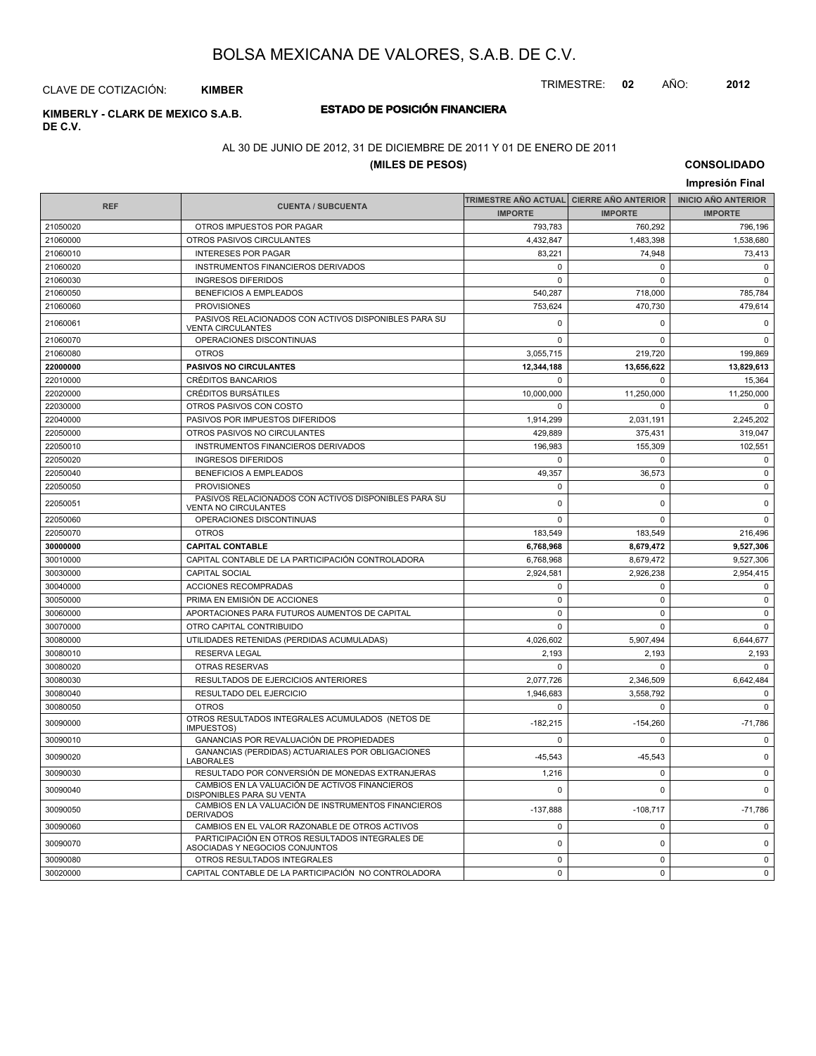# BOLSA MEXICANA DE VALORES, S.A.B. DE C.V.

CLAVE DE COTIZACIÓN: **KIMBER**

TRIMESTRE: **02** AÑO: **2012**

**KIMBERLY - CLARK DE MEXICO S.A.B. DE C.V.**

## ESTADO DE POSICIÓN FINANCIERA

AL 30 DE JUNIO DE 2012, 31 DE DICIEMBRE DE 2011 Y 01 DE ENERO DE 2011

**(MILES DE PESOS)**

**CONSOLIDADO**

**Impresión Final**

| REF | CUENTA / SUBCUENTA | TRIMESTRE AÑO ACTUAL IMPORTE | CIERRE AÑO ANTERIOR IMPORTE | INICIO AÑO ANTERIOR IMPORTE |
|---|---|---|---|---|
| 21050020 | OTROS IMPUESTOS POR PAGAR | 793,783 | 760,292 | 796,196 |
| 21060000 | OTROS PASIVOS CIRCULANTES | 4,432,847 | 1,483,398 | 1,538,680 |
| 21060010 | INTERESES POR PAGAR | 83,221 | 74,948 | 73,413 |
| 21060020 | INSTRUMENTOS FINANCIEROS DERIVADOS | 0 | 0 | 0 |
| 21060030 | INGRESOS DIFERIDOS | 0 | 0 | 0 |
| 21060050 | BENEFICIOS A EMPLEADOS | 540,287 | 718,000 | 785,784 |
| 21060060 | PROVISIONES | 753,624 | 470,730 | 479,614 |
| 21060061 | PASIVOS RELACIONADOS CON ACTIVOS DISPONIBLES PARA SU VENTA CIRCULANTES | 0 | 0 | 0 |
| 21060070 | OPERACIONES DISCONTINUAS | 0 | 0 | 0 |
| 21060080 | OTROS | 3,055,715 | 219,720 | 199,869 |
| **22000000** | **PASIVOS NO CIRCULANTES** | **12,344,188** | **13,656,622** | **13,829,613** |
| 22010000 | CRÉDITOS BANCARIOS | 0 | 0 | 15,364 |
| 22020000 | CRÉDITOS BURSÁTILES | 10,000,000 | 11,250,000 | 11,250,000 |
| 22030000 | OTROS PASIVOS CON COSTO | 0 | 0 | 0 |
| 22040000 | PASIVOS POR IMPUESTOS DIFERIDOS | 1,914,299 | 2,031,191 | 2,245,202 |
| 22050000 | OTROS PASIVOS NO CIRCULANTES | 429,889 | 375,431 | 319,047 |
| 22050010 | INSTRUMENTOS FINANCIEROS DERIVADOS | 196,983 | 155,309 | 102,551 |
| 22050020 | INGRESOS DIFERIDOS | 0 | 0 | 0 |
| 22050040 | BENEFICIOS A EMPLEADOS | 49,357 | 36,573 | 0 |
| 22050050 | PROVISIONES | 0 | 0 | 0 |
| 22050051 | PASIVOS RELACIONADOS CON ACTIVOS DISPONIBLES PARA SU VENTA NO CIRCULANTES | 0 | 0 | 0 |
| 22050060 | OPERACIONES DISCONTINUAS | 0 | 0 | 0 |
| 22050070 | OTROS | 183,549 | 183,549 | 216,496 |
| **30000000** | **CAPITAL CONTABLE** | **6,768,968** | **8,679,472** | **9,527,306** |
| 30010000 | CAPITAL CONTABLE DE LA PARTICIPACIÓN CONTROLADORA | 6,768,968 | 8,679,472 | 9,527,306 |
| 30030000 | CAPITAL SOCIAL | 2,924,581 | 2,926,238 | 2,954,415 |
| 30040000 | ACCIONES RECOMPRADAS | 0 | 0 | 0 |
| 30050000 | PRIMA EN EMISIÓN DE ACCIONES | 0 | 0 | 0 |
| 30060000 | APORTACIONES PARA FUTUROS AUMENTOS DE CAPITAL | 0 | 0 | 0 |
| 30070000 | OTRO CAPITAL CONTRIBUIDO | 0 | 0 | 0 |
| 30080000 | UTILIDADES RETENIDAS (PERDIDAS ACUMULADAS) | 4,026,602 | 5,907,494 | 6,644,677 |
| 30080010 | RESERVA LEGAL | 2,193 | 2,193 | 2,193 |
| 30080020 | OTRAS RESERVAS | 0 | 0 | 0 |
| 30080030 | RESULTADOS DE EJERCICIOS ANTERIORES | 2,077,726 | 2,346,509 | 6,642,484 |
| 30080040 | RESULTADO DEL EJERCICIO | 1,946,683 | 3,558,792 | 0 |
| 30080050 | OTROS | 0 | 0 | 0 |
| 30090000 | OTROS RESULTADOS INTEGRALES ACUMULADOS (NETOS DE IMPUESTOS) | -182,215 | -154,260 | -71,786 |
| 30090010 | GANANCIAS POR REVALUACIÓN DE PROPIEDADES | 0 | 0 | 0 |
| 30090020 | GANANCIAS (PERDIDAS) ACTUARIALES POR OBLIGACIONES LABORALES | -45,543 | -45,543 | 0 |
| 30090030 | RESULTADO POR CONVERSIÓN DE MONEDAS EXTRANJERAS | 1,216 | 0 | 0 |
| 30090040 | CAMBIOS EN LA VALUACIÓN DE ACTIVOS FINANCIEROS DISPONIBLES PARA SU VENTA | 0 | 0 | 0 |
| 30090050 | CAMBIOS EN LA VALUACIÓN DE INSTRUMENTOS FINANCIEROS DERIVADOS | -137,888 | -108,717 | -71,786 |
| 30090060 | CAMBIOS EN EL VALOR RAZONABLE DE OTROS ACTIVOS | 0 | 0 | 0 |
| 30090070 | PARTICIPACIÓN EN OTROS RESULTADOS INTEGRALES DE ASOCIADAS Y NEGOCIOS CONJUNTOS | 0 | 0 | 0 |
| 30090080 | OTROS RESULTADOS INTEGRALES | 0 | 0 | 0 |
| 30020000 | CAPITAL CONTABLE DE LA PARTICIPACIÓN NO CONTROLADORA | 0 | 0 | 0 |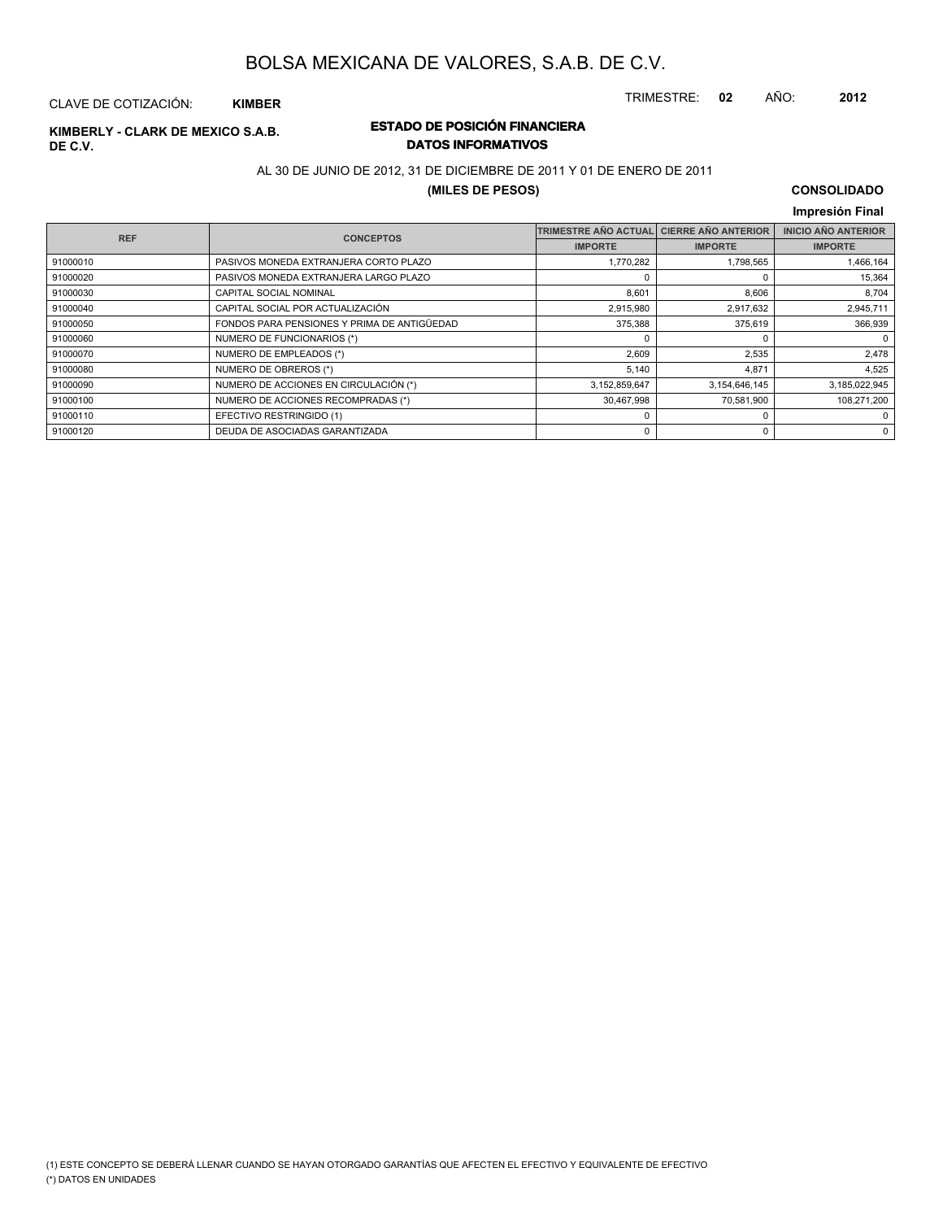# BOLSA MEXICANA DE VALORES, S.A.B. DE C.V.

CLAVE DE COTIZACIÓN: **KIMBER**

TRIMESTRE: **02** AÑO: **2012**

**KIMBERLY - CLARK DE MEXICO S.A.B. DE C.V.**

## ESTADO DE POSICIÓN FINANCIERA
### DATOS INFORMATIVOS

AL 30 DE JUNIO DE 2012, 31 DE DICIEMBRE DE 2011 Y 01 DE ENERO DE 2011

**(MILES DE PESOS)**

**CONSOLIDADO**

**Impresión Final**

| REF | CONCEPTOS | TRIMESTRE AÑO ACTUAL | CIERRE AÑO ANTERIOR | INICIO AÑO ANTERIOR |
|---|---|---|---|---|
| | | IMPORTE | IMPORTE | IMPORTE |
| 91000010 | PASIVOS MONEDA EXTRANJERA CORTO PLAZO | 1,770,282 | 1,798,565 | 1,466,164 |
| 91000020 | PASIVOS MONEDA EXTRANJERA LARGO PLAZO | 0 | 0 | 15,364 |
| 91000030 | CAPITAL SOCIAL NOMINAL | 8,601 | 8,606 | 8,704 |
| 91000040 | CAPITAL SOCIAL POR ACTUALIZACIÓN | 2,915,980 | 2,917,632 | 2,945,711 |
| 91000050 | FONDOS PARA PENSIONES Y PRIMA DE ANTIGÜEDAD | 375,388 | 375,619 | 366,939 |
| 91000060 | NUMERO DE FUNCIONARIOS (*) | 0 | 0 | 0 |
| 91000070 | NUMERO DE EMPLEADOS (*) | 2,609 | 2,535 | 2,478 |
| 91000080 | NUMERO DE OBREROS (*) | 5,140 | 4,871 | 4,525 |
| 91000090 | NUMERO DE ACCIONES EN CIRCULACIÓN (*) | 3,152,859,647 | 3,154,646,145 | 3,185,022,945 |
| 91000100 | NUMERO DE ACCIONES RECOMPRADAS (*) | 30,467,998 | 70,581,900 | 108,271,200 |
| 91000110 | EFECTIVO RESTRINGIDO (1) | 0 | 0 | 0 |
| 91000120 | DEUDA DE ASOCIADAS GARANTIZADA | 0 | 0 | 0 |

(1) ESTE CONCEPTO SE DEBERÁ LLENAR CUANDO SE HAYAN OTORGADO GARANTÍAS QUE AFECTEN EL EFECTIVO Y EQUIVALENTE DE EFECTIVO

(*) DATOS EN UNIDADES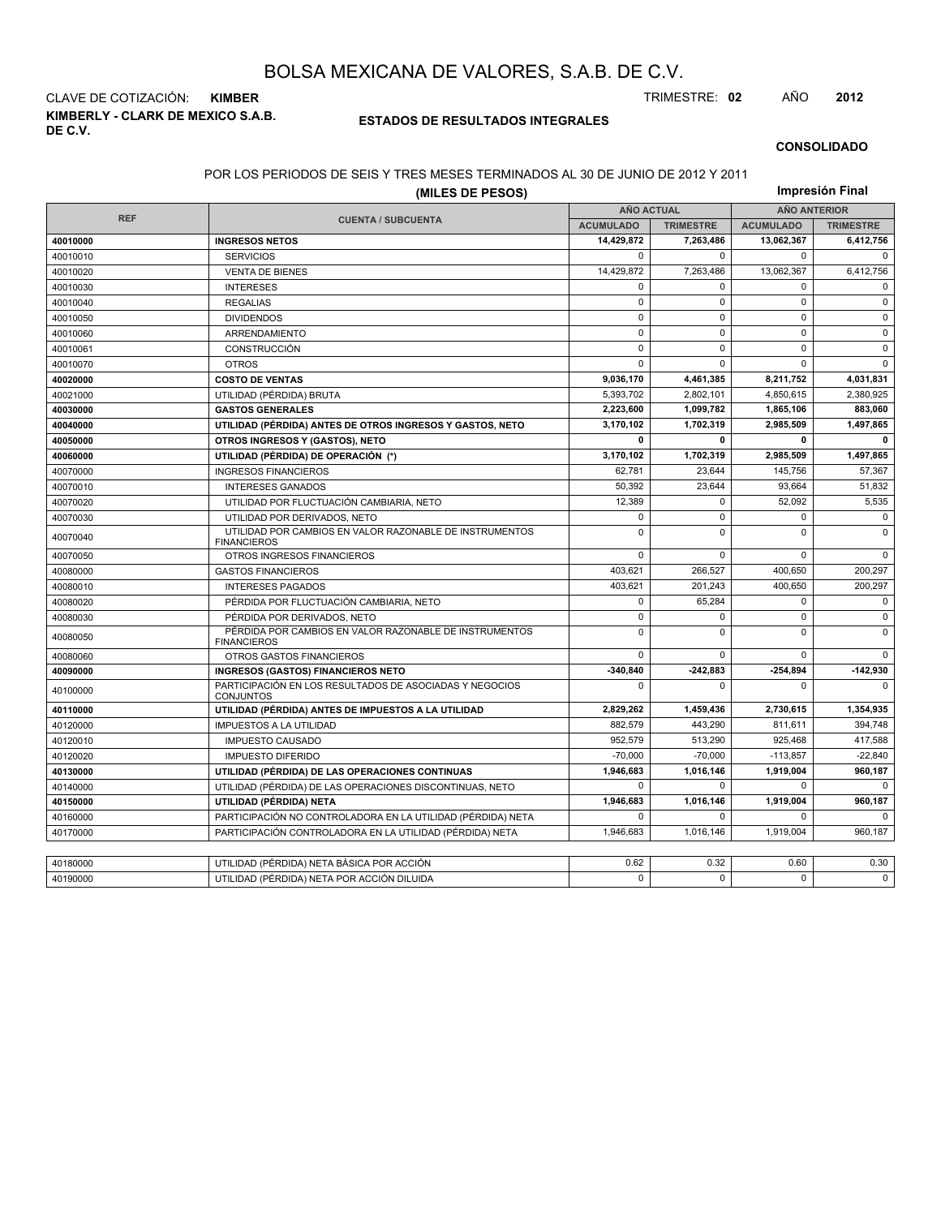# BOLSA MEXICANA DE VALORES, S.A.B. DE C.V.

CLAVE DE COTIZACIÓN: **KIMBER**

TRIMESTRE: **02** AÑO **2012**

**KIMBERLY - CLARK DE MEXICO S.A.B. DE C.V.**

## ESTADOS DE RESULTADOS INTEGRALES

**CONSOLIDADO**

POR LOS PERIODOS DE SEIS Y TRES MESES TERMINADOS AL 30 DE JUNIO DE 2012 Y 2011

**(MILES DE PESOS)**

**Impresión Final**

| REF | CUENTA / SUBCUENTA | AÑO ACTUAL | | AÑO ANTERIOR | |
|---|---|---|---|---|---|
| | | ACUMULADO | TRIMESTRE | ACUMULADO | TRIMESTRE |
| **40010000** | **INGRESOS NETOS** | **14,429,872** | **7,263,486** | **13,062,367** | **6,412,756** |
| 40010010 | SERVICIOS | 0 | 0 | 0 | 0 |
| 40010020 | VENTA DE BIENES | 14,429,872 | 7,263,486 | 13,062,367 | 6,412,756 |
| 40010030 | INTERESES | 0 | 0 | 0 | 0 |
| 40010040 | REGALIAS | 0 | 0 | 0 | 0 |
| 40010050 | DIVIDENDOS | 0 | 0 | 0 | 0 |
| 40010060 | ARRENDAMIENTO | 0 | 0 | 0 | 0 |
| 40010061 | CONSTRUCCIÓN | 0 | 0 | 0 | 0 |
| 40010070 | OTROS | 0 | 0 | 0 | 0 |
| **40020000** | **COSTO DE VENTAS** | **9,036,170** | **4,461,385** | **8,211,752** | **4,031,831** |
| 40021000 | UTILIDAD (PÉRDIDA) BRUTA | 5,393,702 | 2,802,101 | 4,850,615 | 2,380,925 |
| **40030000** | **GASTOS GENERALES** | **2,223,600** | **1,099,782** | **1,865,106** | **883,060** |
| **40040000** | **UTILIDAD (PÉRDIDA) ANTES DE OTROS INGRESOS Y GASTOS, NETO** | **3,170,102** | **1,702,319** | **2,985,509** | **1,497,865** |
| **40050000** | **OTROS INGRESOS Y (GASTOS), NETO** | **0** | **0** | **0** | **0** |
| **40060000** | **UTILIDAD (PÉRDIDA) DE OPERACIÓN (*)** | **3,170,102** | **1,702,319** | **2,985,509** | **1,497,865** |
| 40070000 | INGRESOS FINANCIEROS | 62,781 | 23,644 | 145,756 | 57,367 |
| 40070010 | INTERESES GANADOS | 50,392 | 23,644 | 93,664 | 51,832 |
| 40070020 | UTILIDAD POR FLUCTUACIÓN CAMBIARIA, NETO | 12,389 | 0 | 52,092 | 5,535 |
| 40070030 | UTILIDAD POR DERIVADOS, NETO | 0 | 0 | 0 | 0 |
| 40070040 | UTILIDAD POR CAMBIOS EN VALOR RAZONABLE DE INSTRUMENTOS FINANCIEROS | 0 | 0 | 0 | 0 |
| 40070050 | OTROS INGRESOS FINANCIEROS | 0 | 0 | 0 | 0 |
| 40080000 | GASTOS FINANCIEROS | 403,621 | 266,527 | 400,650 | 200,297 |
| 40080010 | INTERESES PAGADOS | 403,621 | 201,243 | 400,650 | 200,297 |
| 40080020 | PÉRDIDA POR FLUCTUACIÓN CAMBIARIA, NETO | 0 | 65,284 | 0 | 0 |
| 40080030 | PÉRDIDA POR DERIVADOS, NETO | 0 | 0 | 0 | 0 |
| 40080050 | PÉRDIDA POR CAMBIOS EN VALOR RAZONABLE DE INSTRUMENTOS FINANCIEROS | 0 | 0 | 0 | 0 |
| 40080060 | OTROS GASTOS FINANCIEROS | 0 | 0 | 0 | 0 |
| **40090000** | **INGRESOS (GASTOS) FINANCIEROS NETO** | **-340,840** | **-242,883** | **-254,894** | **-142,930** |
| 40100000 | PARTICIPACIÓN EN LOS RESULTADOS DE ASOCIADAS Y NEGOCIOS CONJUNTOS | 0 | 0 | 0 | 0 |
| **40110000** | **UTILIDAD (PÉRDIDA) ANTES DE IMPUESTOS A LA UTILIDAD** | **2,829,262** | **1,459,436** | **2,730,615** | **1,354,935** |
| 40120000 | IMPUESTOS A LA UTILIDAD | 882,579 | 443,290 | 811,611 | 394,748 |
| 40120010 | IMPUESTO CAUSADO | 952,579 | 513,290 | 925,468 | 417,588 |
| 40120020 | IMPUESTO DIFERIDO | -70,000 | -70,000 | -113,857 | -22,840 |
| **40130000** | **UTILIDAD (PÉRDIDA) DE LAS OPERACIONES CONTINUAS** | **1,946,683** | **1,016,146** | **1,919,004** | **960,187** |
| 40140000 | UTILIDAD (PÉRDIDA) DE LAS OPERACIONES DISCONTINUAS, NETO | 0 | 0 | 0 | 0 |
| **40150000** | **UTILIDAD (PÉRDIDA) NETA** | **1,946,683** | **1,016,146** | **1,919,004** | **960,187** |
| 40160000 | PARTICIPACIÓN NO CONTROLADORA EN LA UTILIDAD (PÉRDIDA) NETA | 0 | 0 | 0 | 0 |
| 40170000 | PARTICIPACIÓN CONTROLADORA EN LA UTILIDAD (PÉRDIDA) NETA | 1,946,683 | 1,016,146 | 1,919,004 | 960,187 |
| | | | | | |
| 40180000 | UTILIDAD (PÉRDIDA) NETA BÁSICA POR ACCIÓN | 0.62 | 0.32 | 0.60 | 0.30 |
| 40190000 | UTILIDAD (PÉRDIDA) NETA POR ACCIÓN DILUIDA | 0 | 0 | 0 | 0 |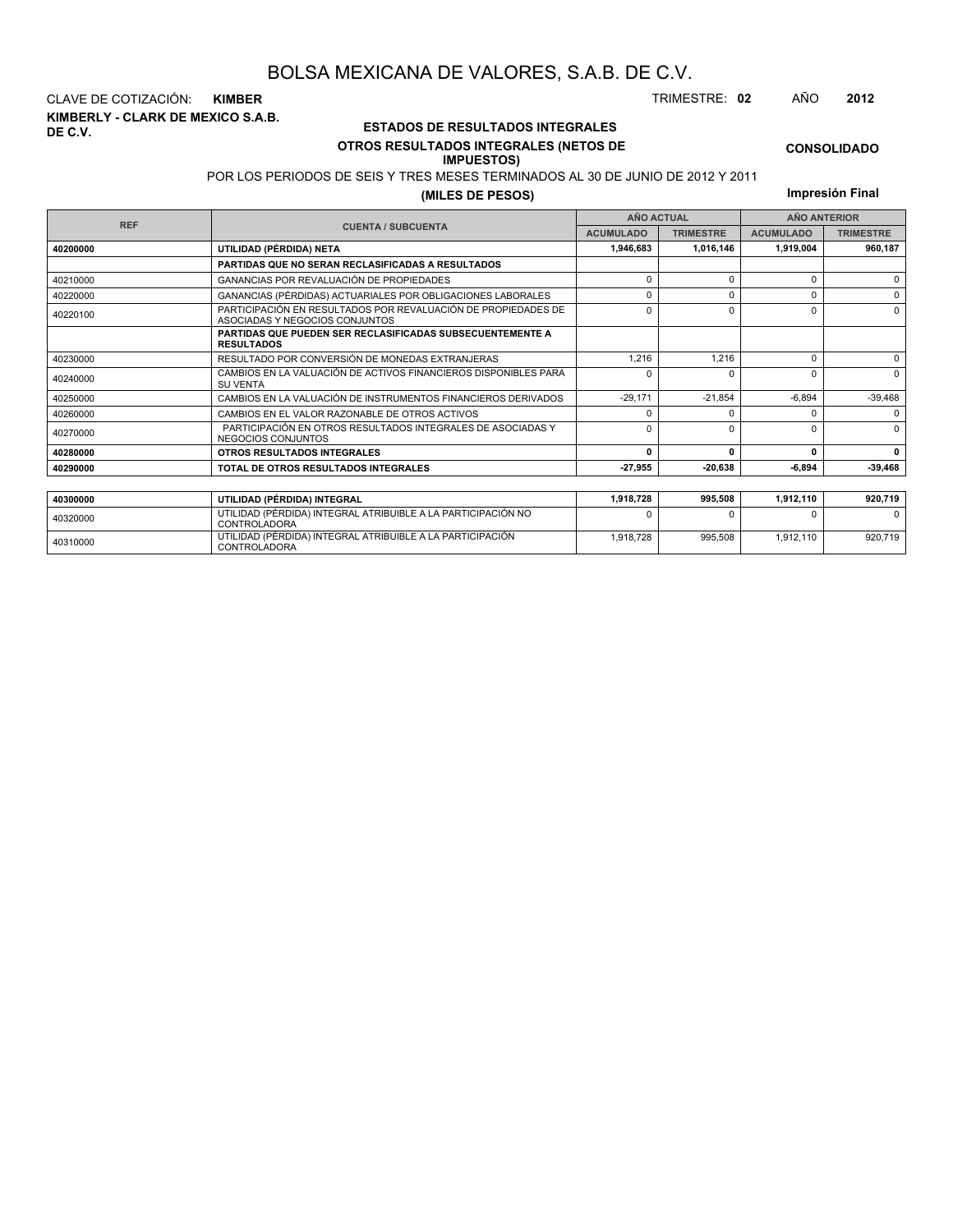# BOLSA MEXICANA DE VALORES, S.A.B. DE C.V.

CLAVE DE COTIZACIÓN: **KIMBER**

TRIMESTRE: **02** AÑO **2012**

**KIMBERLY - CLARK DE MEXICO S.A.B. DE C.V.**

## ESTADOS DE RESULTADOS INTEGRALES

### OTROS RESULTADOS INTEGRALES (NETOS DE IMPUESTOS)

**CONSOLIDADO**

POR LOS PERIODOS DE SEIS Y TRES MESES TERMINADOS AL 30 DE JUNIO DE 2012 Y 2011

**(MILES DE PESOS)**

**Impresión Final**

| REF | CUENTA / SUBCUENTA | AÑO ACTUAL | | AÑO ANTERIOR | |
|---|---|---|---|---|---|
| | | ACUMULADO | TRIMESTRE | ACUMULADO | TRIMESTRE |
| **40200000** | **UTILIDAD (PÉRDIDA) NETA** | **1,946,683** | **1,016,146** | **1,919,004** | **960,187** |
| | **PARTIDAS QUE NO SERAN RECLASIFICADAS A RESULTADOS** | | | | |
| 40210000 | GANANCIAS POR REVALUACIÓN DE PROPIEDADES | 0 | 0 | 0 | 0 |
| 40220000 | GANANCIAS (PÉRDIDAS) ACTUARIALES POR OBLIGACIONES LABORALES | 0 | 0 | 0 | 0 |
| 40220100 | PARTICIPACIÓN EN RESULTADOS POR REVALUACIÓN DE PROPIEDADES DE ASOCIADAS Y NEGOCIOS CONJUNTOS | 0 | 0 | 0 | 0 |
| | **PARTIDAS QUE PUEDEN SER RECLASIFICADAS SUBSECUENTEMENTE A RESULTADOS** | | | | |
| 40230000 | RESULTADO POR CONVERSIÓN DE MONEDAS EXTRANJERAS | 1,216 | 1,216 | 0 | 0 |
| 40240000 | CAMBIOS EN LA VALUACIÓN DE ACTIVOS FINANCIEROS DISPONIBLES PARA SU VENTA | 0 | 0 | 0 | 0 |
| 40250000 | CAMBIOS EN LA VALUACIÓN DE INSTRUMENTOS FINANCIEROS DERIVADOS | -29,171 | -21,854 | -6,894 | -39,468 |
| 40260000 | CAMBIOS EN EL VALOR RAZONABLE DE OTROS ACTIVOS | 0 | 0 | 0 | 0 |
| 40270000 | PARTICIPACIÓN EN OTROS RESULTADOS INTEGRALES DE ASOCIADAS Y NEGOCIOS CONJUNTOS | 0 | 0 | 0 | 0 |
| **40280000** | **OTROS RESULTADOS INTEGRALES** | **0** | **0** | **0** | **0** |
| **40290000** | **TOTAL DE OTROS RESULTADOS INTEGRALES** | **-27,955** | **-20,638** | **-6,894** | **-39,468** |

| REF | CUENTA / SUBCUENTA | ACUMULADO | TRIMESTRE | ACUMULADO | TRIMESTRE |
|---|---|---|---|---|---|
| **40300000** | **UTILIDAD (PÉRDIDA) INTEGRAL** | **1,918,728** | **995,508** | **1,912,110** | **920,719** |
| 40320000 | UTILIDAD (PÉRDIDA) INTEGRAL ATRIBUIBLE A LA PARTICIPACIÓN NO CONTROLADORA | 0 | 0 | 0 | 0 |
| 40310000 | UTILIDAD (PÉRDIDA) INTEGRAL ATRIBUIBLE A LA PARTICIPACIÓN CONTROLADORA | 1,918,728 | 995,508 | 1,912,110 | 920,719 |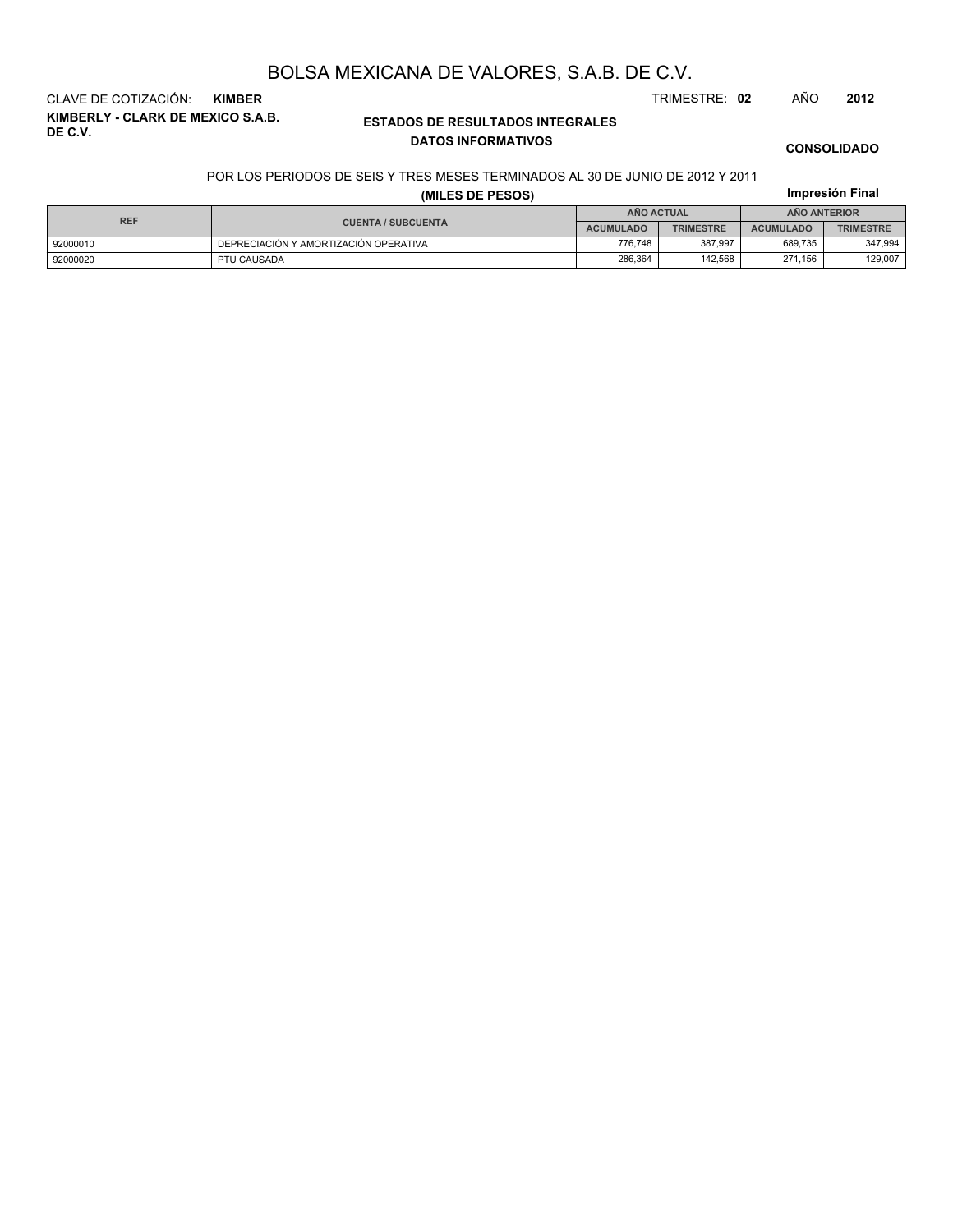# BOLSA MEXICANA DE VALORES, S.A.B. DE C.V.

CLAVE DE COTIZACIÓN: **KIMBER**

TRIMESTRE: **02** AÑO **2012**

**KIMBERLY - CLARK DE MEXICO S.A.B. DE C.V.**

**ESTADOS DE RESULTADOS INTEGRALES**

**DATOS INFORMATIVOS**

**CONSOLIDADO**

POR LOS PERIODOS DE SEIS Y TRES MESES TERMINADOS AL 30 DE JUNIO DE 2012 Y 2011

**(MILES DE PESOS)**

**Impresión Final**

| REF | CUENTA / SUBCUENTA | AÑO ACTUAL | | AÑO ANTERIOR | |
|---|---|---|---|---|---|
| | | ACUMULADO | TRIMESTRE | ACUMULADO | TRIMESTRE |
| 92000010 | DEPRECIACIÓN Y AMORTIZACIÓN OPERATIVA | 776,748 | 387,997 | 689,735 | 347,994 |
| 92000020 | PTU CAUSADA | 286,364 | 142,568 | 271,156 | 129,007 |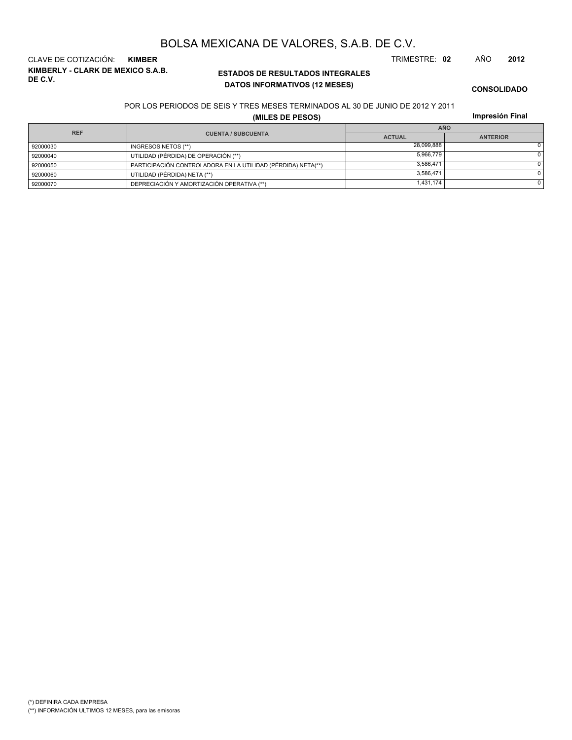# BOLSA MEXICANA DE VALORES, S.A.B. DE C.V.

CLAVE DE COTIZACIÓN: **KIMBER**

TRIMESTRE: **02** AÑO **2012**

**KIMBERLY - CLARK DE MEXICO S.A.B. DE C.V.**

**ESTADOS DE RESULTADOS INTEGRALES**
**DATOS INFORMATIVOS (12 MESES)**

**CONSOLIDADO**

POR LOS PERIODOS DE SEIS Y TRES MESES TERMINADOS AL 30 DE JUNIO DE 2012 Y 2011

**(MILES DE PESOS)**

**Impresión Final**

| REF | CUENTA / SUBCUENTA | AÑO | |
|---|---|---|---|
| | | ACTUAL | ANTERIOR |
| 92000030 | INGRESOS NETOS (**) | 28,099,888 | 0 |
| 92000040 | UTILIDAD (PÉRDIDA) DE OPERACIÓN (**) | 5,966,779 | 0 |
| 92000050 | PARTICIPACIÓN CONTROLADORA EN LA UTILIDAD (PÉRDIDA) NETA(**) | 3,586,471 | 0 |
| 92000060 | UTILIDAD (PÉRDIDA) NETA (**) | 3,586,471 | 0 |
| 92000070 | DEPRECIACIÓN Y AMORTIZACIÓN OPERATIVA (**) | 1,431,174 | 0 |

(*) DEFINIRA CADA EMPRESA

(**) INFORMACIÓN ULTIMOS 12 MESES, para las emisoras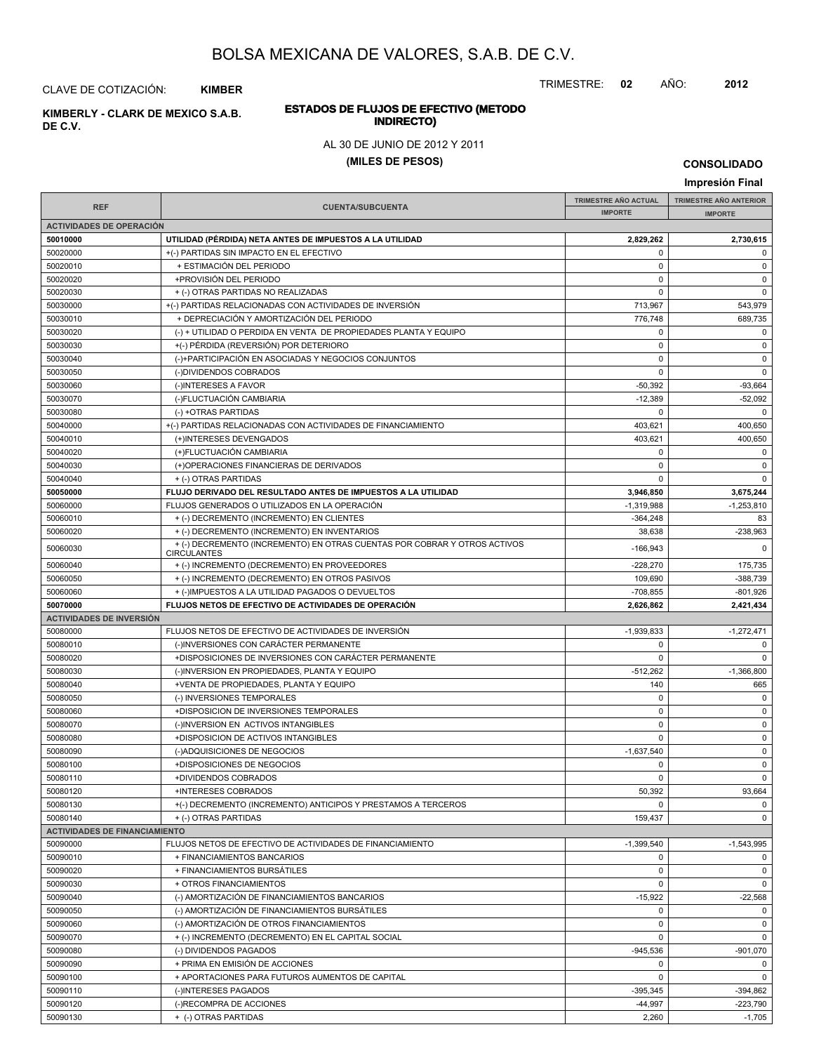# BOLSA MEXICANA DE VALORES, S.A.B. DE C.V.

CLAVE DE COTIZACIÓN: **KIMBER**

TRIMESTRE: **02** AÑO: **2012**

**KIMBERLY - CLARK DE MEXICO S.A.B. DE C.V.**

## ESTADOS DE FLUJOS DE EFECTIVO (METODO INDIRECTO)

AL 30 DE JUNIO DE 2012 Y 2011

**(MILES DE PESOS)**

**CONSOLIDADO**

**Impresión Final**

| REF | CUENTA/SUBCUENTA | TRIMESTRE AÑO ACTUAL IMPORTE | TRIMESTRE AÑO ANTERIOR IMPORTE |
|---|---|---|---|
| **ACTIVIDADES DE OPERACIÓN** | | | |
| **50010000** | **UTILIDAD (PÉRDIDA) NETA ANTES DE IMPUESTOS A LA UTILIDAD** | **2,829,262** | **2,730,615** |
| 50020000 | +(-) PARTIDAS SIN IMPACTO EN EL EFECTIVO | 0 | 0 |
| 50020010 | + ESTIMACIÓN DEL PERIODO | 0 | 0 |
| 50020020 | +PROVISIÓN DEL PERIODO | 0 | 0 |
| 50020030 | + (-) OTRAS PARTIDAS NO REALIZADAS | 0 | 0 |
| 50030000 | +(-) PARTIDAS RELACIONADAS CON ACTIVIDADES DE INVERSIÓN | 713,967 | 543,979 |
| 50030010 | + DEPRECIACIÓN Y AMORTIZACIÓN DEL PERIODO | 776,748 | 689,735 |
| 50030020 | (-) + UTILIDAD O PERDIDA EN VENTA DE PROPIEDADES PLANTA Y EQUIPO | 0 | 0 |
| 50030030 | +(-) PÉRDIDA (REVERSIÓN) POR DETERIORO | 0 | 0 |
| 50030040 | (-)+PARTICIPACIÓN EN ASOCIADAS Y NEGOCIOS CONJUNTOS | 0 | 0 |
| 50030050 | (-)DIVIDENDOS COBRADOS | 0 | 0 |
| 50030060 | (-)INTERESES A FAVOR | -50,392 | -93,664 |
| 50030070 | (-)FLUCTUACIÓN CAMBIARIA | -12,389 | -52,092 |
| 50030080 | (-) +OTRAS PARTIDAS | 0 | 0 |
| 50040000 | +(-) PARTIDAS RELACIONADAS CON ACTIVIDADES DE FINANCIAMIENTO | 403,621 | 400,650 |
| 50040010 | (+)INTERESES DEVENGADOS | 403,621 | 400,650 |
| 50040020 | (+)FLUCTUACIÓN CAMBIARIA | 0 | 0 |
| 50040030 | (+)OPERACIONES FINANCIERAS DE DERIVADOS | 0 | 0 |
| 50040040 | + (-) OTRAS PARTIDAS | 0 | 0 |
| **50050000** | **FLUJO DERIVADO DEL RESULTADO ANTES DE IMPUESTOS A LA UTILIDAD** | **3,946,850** | **3,675,244** |
| 50060000 | FLUJOS GENERADOS O UTILIZADOS EN LA OPERACIÓN | -1,319,988 | -1,253,810 |
| 50060010 | + (-) DECREMENTO (INCREMENTO) EN CLIENTES | -364,248 | 83 |
| 50060020 | + (-) DECREMENTO (INCREMENTO) EN INVENTARIOS | 38,638 | -238,963 |
| 50060030 | + (-) DECREMENTO (INCREMENTO) EN OTRAS CUENTAS POR COBRAR Y OTROS ACTIVOS CIRCULANTES | -166,943 | 0 |
| 50060040 | + (-) INCREMENTO (DECREMENTO) EN PROVEEDORES | -228,270 | 175,735 |
| 50060050 | + (-) INCREMENTO (DECREMENTO) EN OTROS PASIVOS | 109,690 | -388,739 |
| 50060060 | + (-)IMPUESTOS A LA UTILIDAD PAGADOS O DEVUELTOS | -708,855 | -801,926 |
| **50070000** | **FLUJOS NETOS DE EFECTIVO DE ACTIVIDADES DE OPERACIÓN** | **2,626,862** | **2,421,434** |
| **ACTIVIDADES DE INVERSIÓN** | | | |
| 50080000 | FLUJOS NETOS DE EFECTIVO DE ACTIVIDADES DE INVERSIÓN | -1,939,833 | -1,272,471 |
| 50080010 | (-)INVERSIONES CON CARÁCTER PERMANENTE | 0 | 0 |
| 50080020 | +DISPOSICIONES DE INVERSIONES CON CARÁCTER PERMANENTE | 0 | 0 |
| 50080030 | (-)INVERSION EN PROPIEDADES, PLANTA Y EQUIPO | -512,262 | -1,366,800 |
| 50080040 | +VENTA DE PROPIEDADES, PLANTA Y EQUIPO | 140 | 665 |
| 50080050 | (-) INVERSIONES TEMPORALES | 0 | 0 |
| 50080060 | +DISPOSICION DE INVERSIONES TEMPORALES | 0 | 0 |
| 50080070 | (-)INVERSION EN ACTIVOS INTANGIBLES | 0 | 0 |
| 50080080 | +DISPOSICION DE ACTIVOS INTANGIBLES | 0 | 0 |
| 50080090 | (-)ADQUISICIONES DE NEGOCIOS | -1,637,540 | 0 |
| 50080100 | +DISPOSICIONES DE NEGOCIOS | 0 | 0 |
| 50080110 | +DIVIDENDOS COBRADOS | 0 | 0 |
| 50080120 | +INTERESES COBRADOS | 50,392 | 93,664 |
| 50080130 | +(-) DECREMENTO (INCREMENTO) ANTICIPOS Y PRESTAMOS A TERCEROS | 0 | 0 |
| 50080140 | + (-) OTRAS PARTIDAS | 159,437 | 0 |
| **ACTIVIDADES DE FINANCIAMIENTO** | | | |
| 50090000 | FLUJOS NETOS DE EFECTIVO DE ACTIVIDADES DE FINANCIAMIENTO | -1,399,540 | -1,543,995 |
| 50090010 | + FINANCIAMIENTOS BANCARIOS | 0 | 0 |
| 50090020 | + FINANCIAMIENTOS BURSÁTILES | 0 | 0 |
| 50090030 | + OTROS FINANCIAMIENTOS | 0 | 0 |
| 50090040 | (-) AMORTIZACIÓN DE FINANCIAMIENTOS BANCARIOS | -15,922 | -22,568 |
| 50090050 | (-) AMORTIZACIÓN DE FINANCIAMIENTOS BURSÁTILES | 0 | 0 |
| 50090060 | (-) AMORTIZACIÓN DE OTROS FINANCIAMIENTOS | 0 | 0 |
| 50090070 | + (-) INCREMENTO (DECREMENTO) EN EL CAPITAL SOCIAL | 0 | 0 |
| 50090080 | (-) DIVIDENDOS PAGADOS | -945,536 | -901,070 |
| 50090090 | + PRIMA EN EMISIÓN DE ACCIONES | 0 | 0 |
| 50090100 | + APORTACIONES PARA FUTUROS AUMENTOS DE CAPITAL | 0 | 0 |
| 50090110 | (-)INTERESES PAGADOS | -395,345 | -394,862 |
| 50090120 | (-)RECOMPRA DE ACCIONES | -44,997 | -223,790 |
| 50090130 | + (-) OTRAS PARTIDAS | 2,260 | -1,705 |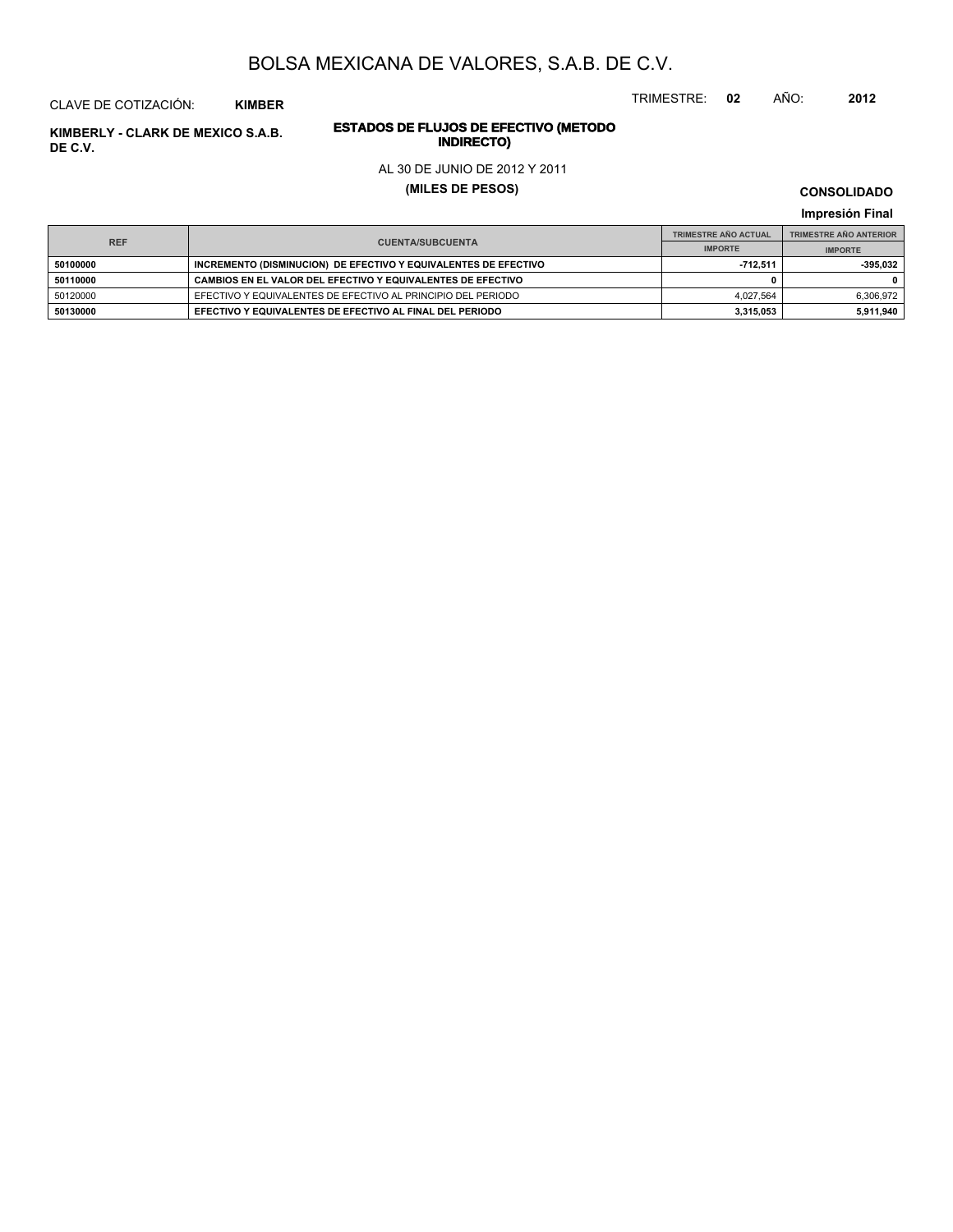# BOLSA MEXICANA DE VALORES, S.A.B. DE C.V.

CLAVE DE COTIZACIÓN: **KIMBER**

TRIMESTRE: **02** AÑO: **2012**

**KIMBERLY - CLARK DE MEXICO S.A.B. DE C.V.**

## ESTADOS DE FLUJOS DE EFECTIVO (METODO INDIRECTO)

AL 30 DE JUNIO DE 2012 Y 2011

**(MILES DE PESOS)**

**CONSOLIDADO**

**Impresión Final**

| REF | CUENTA/SUBCUENTA | TRIMESTRE AÑO ACTUAL | TRIMESTRE AÑO ANTERIOR |
|---|---|---|---|
| | | IMPORTE | IMPORTE |
| **50100000** | **INCREMENTO (DISMINUCION) DE EFECTIVO Y EQUIVALENTES DE EFECTIVO** | **-712,511** | **-395,032** |
| **50110000** | **CAMBIOS EN EL VALOR DEL EFECTIVO Y EQUIVALENTES DE EFECTIVO** | **0** | **0** |
| 50120000 | EFECTIVO Y EQUIVALENTES DE EFECTIVO AL PRINCIPIO DEL PERIODO | 4,027,564 | 6,306,972 |
| **50130000** | **EFECTIVO Y EQUIVALENTES DE EFECTIVO AL FINAL DEL PERIODO** | **3,315,053** | **5,911,940** |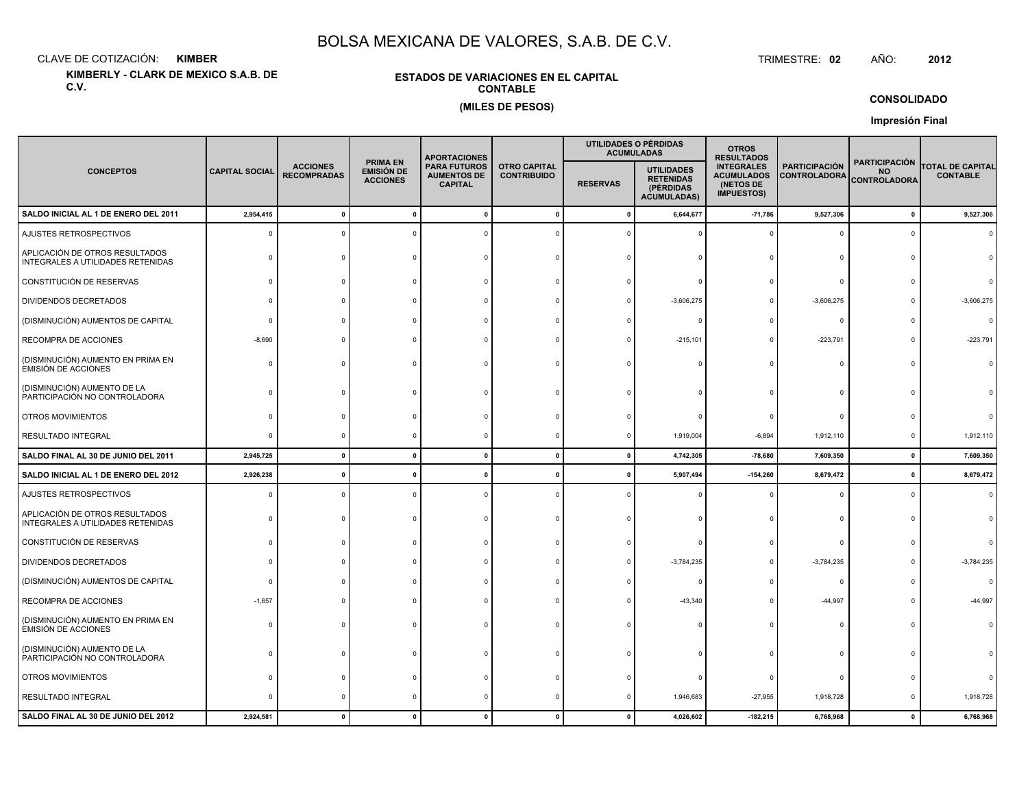# BOLSA MEXICANA DE VALORES, S.A.B. DE C.V.

CLAVE DE COTIZACIÓN: **KIMBER**

TRIMESTRE: **02** AÑO: **2012**

**KIMBERLY - CLARK DE MEXICO S.A.B. DE C.V.**

**ESTADOS DE VARIACIONES EN EL CAPITAL CONTABLE**

**(MILES DE PESOS)**

**CONSOLIDADO**

**Impresión Final**

| CONCEPTOS | CAPITAL SOCIAL | ACCIONES RECOMPRADAS | PRIMA EN EMISIÓN DE ACCIONES | APORTACIONES PARA FUTUROS AUMENTOS DE CAPITAL | OTRO CAPITAL CONTRIBUIDO | UTILIDADES O PÉRDIDAS ACUMULADAS | | OTROS RESULTADOS INTEGRALES ACUMULADOS (NETOS DE IMPUESTOS) | PARTICIPACIÓN CONTROLADORA | PARTICIPACIÓN NO CONTROLADORA | TOTAL DE CAPITAL CONTABLE |
|---|---|---|---|---|---|---|---|---|---|---|---|
| | | | | | | RESERVAS | UTILIDADES RETENIDAS (PÉRDIDAS ACUMULADAS) | | | | |
| **SALDO INICIAL AL 1 DE ENERO DEL 2011** | **2,954,415** | **0** | **0** | **0** | **0** | **0** | **6,644,677** | **-71,786** | **9,527,306** | **0** | **9,527,306** |
| AJUSTES RETROSPECTIVOS | 0 | 0 | 0 | 0 | 0 | 0 | 0 | 0 | 0 | 0 | 0 |
| APLICACIÓN DE OTROS RESULTADOS INTEGRALES A UTILIDADES RETENIDAS | 0 | 0 | 0 | 0 | 0 | 0 | 0 | 0 | 0 | 0 | 0 |
| CONSTITUCIÓN DE RESERVAS | 0 | 0 | 0 | 0 | 0 | 0 | 0 | 0 | 0 | 0 | 0 |
| DIVIDENDOS DECRETADOS | 0 | 0 | 0 | 0 | 0 | 0 | -3,606,275 | 0 | -3,606,275 | 0 | -3,606,275 |
| (DISMINUCIÓN) AUMENTOS DE CAPITAL | 0 | 0 | 0 | 0 | 0 | 0 | 0 | 0 | 0 | 0 | 0 |
| RECOMPRA DE ACCIONES | -8,690 | 0 | 0 | 0 | 0 | 0 | -215,101 | 0 | -223,791 | 0 | -223,791 |
| (DISMINUCIÓN) AUMENTO EN PRIMA EN EMISIÓN DE ACCIONES | 0 | 0 | 0 | 0 | 0 | 0 | 0 | 0 | 0 | 0 | 0 |
| (DISMINUCIÓN) AUMENTO DE LA PARTICIPACIÓN NO CONTROLADORA | 0 | 0 | 0 | 0 | 0 | 0 | 0 | 0 | 0 | 0 | 0 |
| OTROS MOVIMIENTOS | 0 | 0 | 0 | 0 | 0 | 0 | 0 | 0 | 0 | 0 | 0 |
| RESULTADO INTEGRAL | 0 | 0 | 0 | 0 | 0 | 0 | 1,919,004 | -6,894 | 1,912,110 | 0 | 1,912,110 |
| **SALDO FINAL AL 30 DE JUNIO DEL 2011** | **2,945,725** | **0** | **0** | **0** | **0** | **0** | **4,742,305** | **-78,680** | **7,609,350** | **0** | **7,609,350** |
| **SALDO INICIAL AL 1 DE ENERO DEL 2012** | **2,926,238** | **0** | **0** | **0** | **0** | **0** | **5,907,494** | **-154,260** | **8,679,472** | **0** | **8,679,472** |
| AJUSTES RETROSPECTIVOS | 0 | 0 | 0 | 0 | 0 | 0 | 0 | 0 | 0 | 0 | 0 |
| APLICACIÓN DE OTROS RESULTADOS INTEGRALES A UTILIDADES RETENIDAS | 0 | 0 | 0 | 0 | 0 | 0 | 0 | 0 | 0 | 0 | 0 |
| CONSTITUCIÓN DE RESERVAS | 0 | 0 | 0 | 0 | 0 | 0 | 0 | 0 | 0 | 0 | 0 |
| DIVIDENDOS DECRETADOS | 0 | 0 | 0 | 0 | 0 | 0 | -3,784,235 | 0 | -3,784,235 | 0 | -3,784,235 |
| (DISMINUCIÓN) AUMENTOS DE CAPITAL | 0 | 0 | 0 | 0 | 0 | 0 | 0 | 0 | 0 | 0 | 0 |
| RECOMPRA DE ACCIONES | -1,657 | 0 | 0 | 0 | 0 | 0 | -43,340 | 0 | -44,997 | 0 | -44,997 |
| (DISMINUCIÓN) AUMENTO EN PRIMA EN EMISIÓN DE ACCIONES | 0 | 0 | 0 | 0 | 0 | 0 | 0 | 0 | 0 | 0 | 0 |
| (DISMINUCIÓN) AUMENTO DE LA PARTICIPACIÓN NO CONTROLADORA | 0 | 0 | 0 | 0 | 0 | 0 | 0 | 0 | 0 | 0 | 0 |
| OTROS MOVIMIENTOS | 0 | 0 | 0 | 0 | 0 | 0 | 0 | 0 | 0 | 0 | 0 |
| RESULTADO INTEGRAL | 0 | 0 | 0 | 0 | 0 | 0 | 1,946,683 | -27,955 | 1,918,728 | 0 | 1,918,728 |
| **SALDO FINAL AL 30 DE JUNIO DEL 2012** | **2,924,581** | **0** | **0** | **0** | **0** | **0** | **4,026,602** | **-182,215** | **6,768,968** | **0** | **6,768,968** |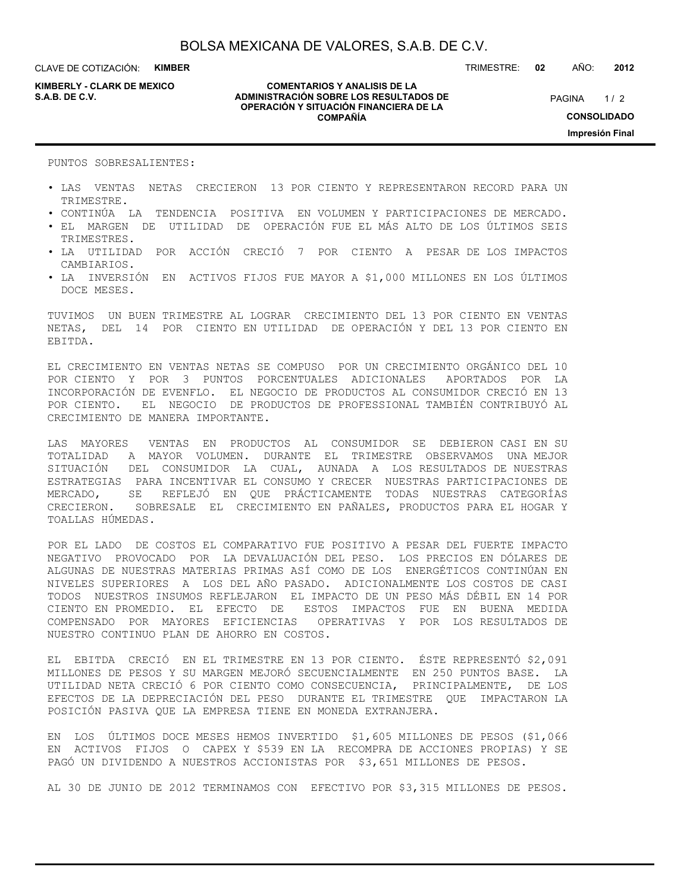PUNTOS SOBRESALIENTES:

- LAS VENTAS NETAS CRECIERON 13 POR CIENTO Y REPRESENTARON RECORD PARA UN TRIMESTRE.
- CONTINÚA LA TENDENCIA POSITIVA EN VOLUMEN Y PARTICIPACIONES DE MERCADO.
- EL MARGEN DE UTILIDAD DE OPERACIÓN FUE EL MÁS ALTO DE LOS ÚLTIMOS SEIS TRIMESTRES.
- LA UTILIDAD POR ACCIÓN CRECIÓ 7 POR CIENTO A PESAR DE LOS IMPACTOS CAMBIARIOS.
- LA INVERSIÓN EN ACTIVOS FIJOS FUE MAYOR A $1,000 MILLONES EN LOS ÚLTIMOS DOCE MESES.

TUVIMOS UN BUEN TRIMESTRE AL LOGRAR CRECIMIENTO DEL 13 POR CIENTO EN VENTAS NETAS, DEL 14 POR CIENTO EN UTILIDAD DE OPERACIÓN Y DEL 13 POR CIENTO EN EBITDA.

EL CRECIMIENTO EN VENTAS NETAS SE COMPUSO POR UN CRECIMIENTO ORGÁNICO DEL 10 POR CIENTO Y POR 3 PUNTOS PORCENTUALES ADICIONALES APORTADOS POR LA INCORPORACIÓN DE EVENFLO. EL NEGOCIO DE PRODUCTOS AL CONSUMIDOR CRECIÓ EN 13 POR CIENTO. EL NEGOCIO DE PRODUCTOS DE PROFESSIONAL TAMBIÉN CONTRIBUYÓ AL CRECIMIENTO DE MANERA IMPORTANTE.

LAS MAYORES VENTAS EN PRODUCTOS AL CONSUMIDOR SE DEBIERON CASI EN SU TOTALIDAD A MAYOR VOLUMEN. DURANTE EL TRIMESTRE OBSERVAMOS UNA MEJOR SITUACIÓN DEL CONSUMIDOR LA CUAL, AUNADA A LOS RESULTADOS DE NUESTRAS ESTRATEGIAS PARA INCENTIVAR EL CONSUMO Y CRECER NUESTRAS PARTICIPACIONES DE MERCADO, SE REFLEJÓ EN QUE PRÁCTICAMENTE TODAS NUESTRAS CATEGORÍAS CRECIERON. SOBRESALE EL CRECIMIENTO EN PAÑALES, PRODUCTOS PARA EL HOGAR Y TOALLAS HÚMEDAS.

POR EL LADO DE COSTOS EL COMPARATIVO FUE POSITIVO A PESAR DEL FUERTE IMPACTO NEGATIVO PROVOCADO POR LA DEVALUACIÓN DEL PESO. LOS PRECIOS EN DÓLARES DE ALGUNAS DE NUESTRAS MATERIAS PRIMAS ASÍ COMO DE LOS ENERGÉTICOS CONTINÚAN EN NIVELES SUPERIORES A LOS DEL AÑO PASADO. ADICIONALMENTE LOS COSTOS DE CASI TODOS NUESTROS INSUMOS REFLEJARON EL IMPACTO DE UN PESO MÁS DÉBIL EN 14 POR CIENTO EN PROMEDIO. EL EFECTO DE ESTOS IMPACTOS FUE EN BUENA MEDIDA COMPENSADO POR MAYORES EFICIENCIAS OPERATIVAS Y POR LOS RESULTADOS DE NUESTRO CONTINUO PLAN DE AHORRO EN COSTOS.

EL EBITDA CRECIÓ EN EL TRIMESTRE EN 13 POR CIENTO. ÉSTE REPRESENTÓ $2,091 MILLONES DE PESOS Y SU MARGEN MEJORÓ SECUENCIALMENTE EN 250 PUNTOS BASE. LA UTILIDAD NETA CRECIÓ 6 POR CIENTO COMO CONSECUENCIA, PRINCIPALMENTE, DE LOS EFECTOS DE LA DEPRECIACIÓN DEL PESO DURANTE EL TRIMESTRE QUE IMPACTARON LA POSICIÓN PASIVA QUE LA EMPRESA TIENE EN MONEDA EXTRANJERA.

EN LOS ÚLTIMOS DOCE MESES HEMOS INVERTIDO $1,605 MILLONES DE PESOS ($1,066 EN ACTIVOS FIJOS O CAPEX Y $539 EN LA RECOMPRA DE ACCIONES PROPIAS) Y SE PAGÓ UN DIVIDENDO A NUESTROS ACCIONISTAS POR $3,651 MILLONES DE PESOS.

AL 30 DE JUNIO DE 2012 TERMINAMOS CON EFECTIVO POR $3,315 MILLONES DE PESOS.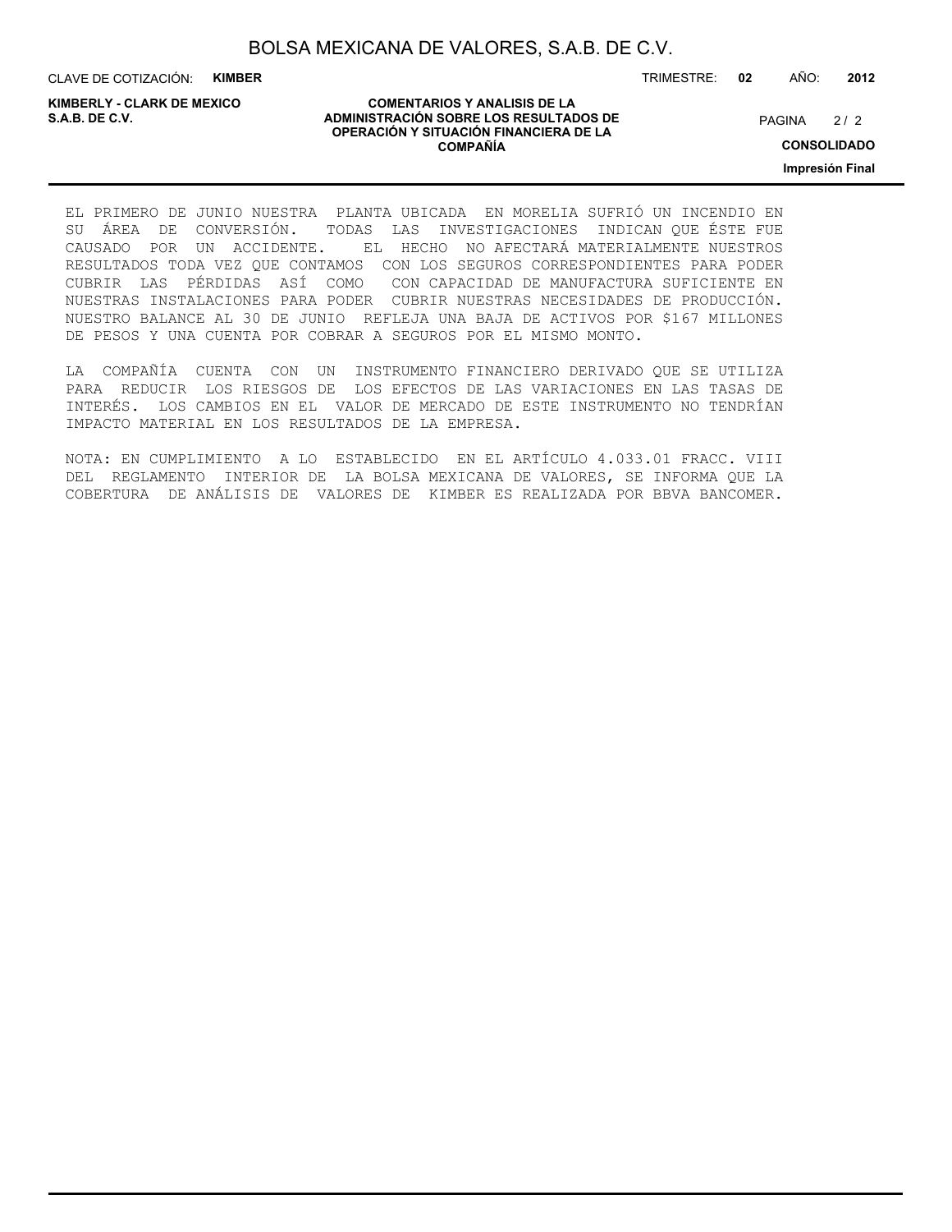EL PRIMERO DE JUNIO NUESTRA PLANTA UBICADA EN MORELIA SUFRIÓ UN INCENDIO EN SU ÁREA DE CONVERSIÓN. TODAS LAS INVESTIGACIONES INDICAN QUE ÉSTE FUE CAUSADO POR UN ACCIDENTE. EL HECHO NO AFECTARÁ MATERIALMENTE NUESTROS RESULTADOS TODA VEZ QUE CONTAMOS CON LOS SEGUROS CORRESPONDIENTES PARA PODER CUBRIR LAS PÉRDIDAS ASÍ COMO CON CAPACIDAD DE MANUFACTURA SUFICIENTE EN NUESTRAS INSTALACIONES PARA PODER CUBRIR NUESTRAS NECESIDADES DE PRODUCCIÓN. NUESTRO BALANCE AL 30 DE JUNIO REFLEJA UNA BAJA DE ACTIVOS POR $167 MILLONES DE PESOS Y UNA CUENTA POR COBRAR A SEGUROS POR EL MISMO MONTO.

LA COMPAÑÍA CUENTA CON UN INSTRUMENTO FINANCIERO DERIVADO QUE SE UTILIZA PARA REDUCIR LOS RIESGOS DE LOS EFECTOS DE LAS VARIACIONES EN LAS TASAS DE INTERÉS. LOS CAMBIOS EN EL VALOR DE MERCADO DE ESTE INSTRUMENTO NO TENDRÍAN IMPACTO MATERIAL EN LOS RESULTADOS DE LA EMPRESA.

NOTA: EN CUMPLIMIENTO A LO ESTABLECIDO EN EL ARTÍCULO 4.033.01 FRACC. VIII DEL REGLAMENTO INTERIOR DE LA BOLSA MEXICANA DE VALORES, SE INFORMA QUE LA COBERTURA DE ANÁLISIS DE VALORES DE KIMBER ES REALIZADA POR BBVA BANCOMER.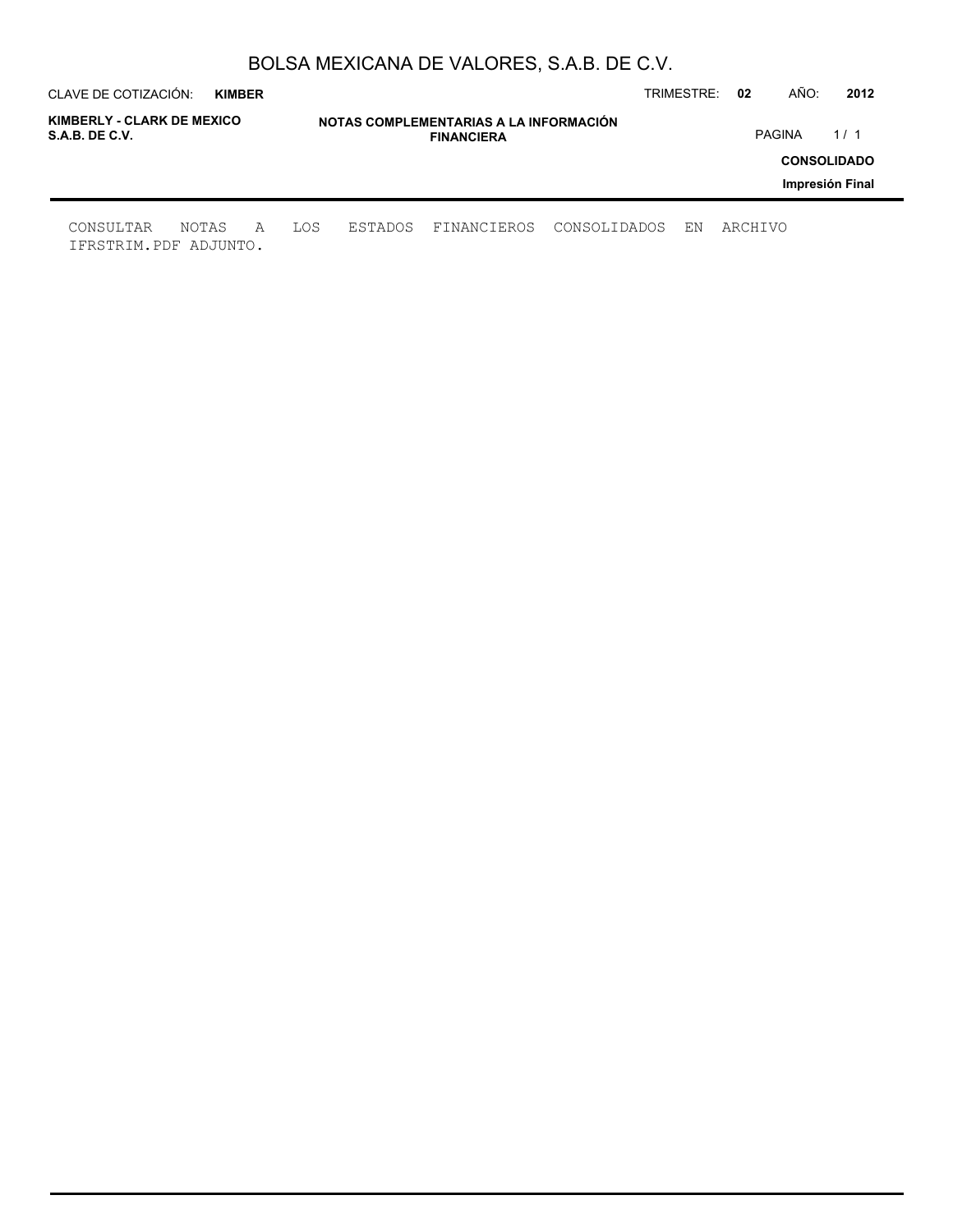# NOTAS COMPLEMENTARIAS A LA INFORMACIÓN FINANCIERA

CONSULTAR NOTAS A LOS ESTADOS FINANCIEROS CONSOLIDADOS EN ARCHIVO IFRSTRIM.PDF ADJUNTO.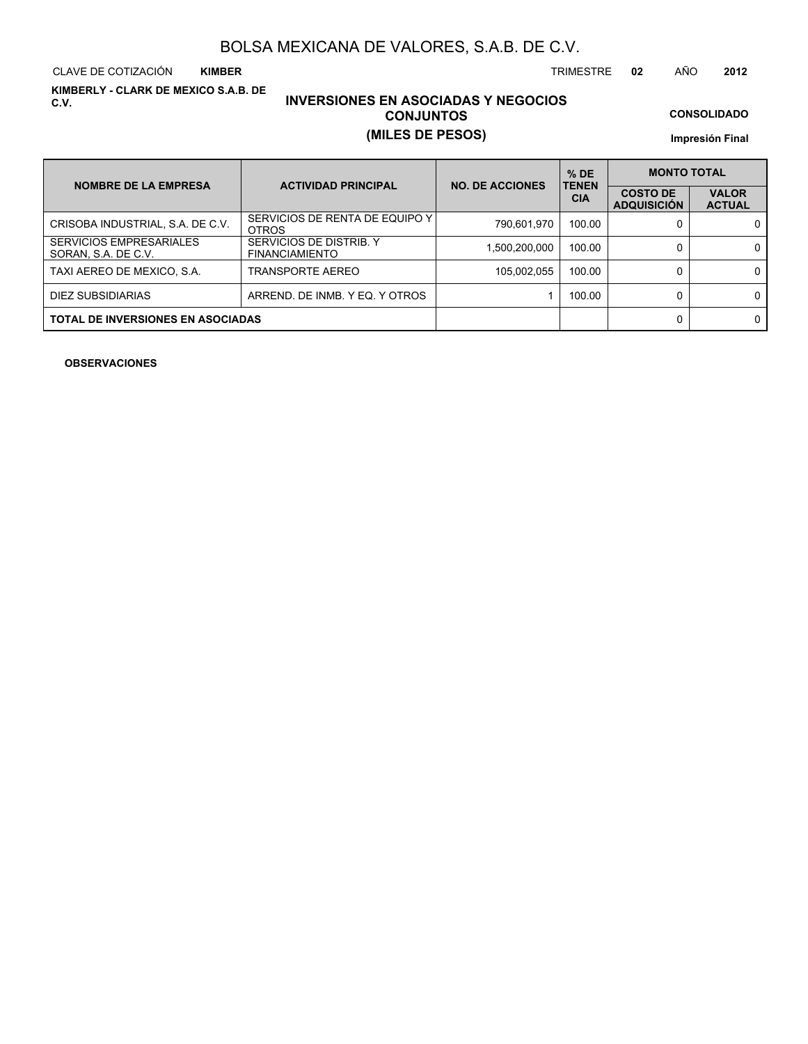BOLSA MEXICANA DE VALORES, S.A.B. DE C.V.

CLAVE DE COTIZACIÓN **KIMBER** TRIMESTRE **02** AÑO **2012**

**KIMBERLY - CLARK DE MEXICO S.A.B. DE C.V.**

## INVERSIONES EN ASOCIADAS Y NEGOCIOS CONJUNTOS

## (MILES DE PESOS)

**CONSOLIDADO**

**Impresión Final**

| NOMBRE DE LA EMPRESA | ACTIVIDAD PRINCIPAL | NO. DE ACCIONES | % DE TENENCIA | MONTO TOTAL | |
|---|---|---|---|---|---|
| | | | | COSTO DE ADQUISICIÓN | VALOR ACTUAL |
| CRISOBA INDUSTRIAL, S.A. DE C.V. | SERVICIOS DE RENTA DE EQUIPO Y OTROS | 790,601,970 | 100.00 | 0 | 0 |
| SERVICIOS EMPRESARIALES SORAN, S.A. DE C.V. | SERVICIOS DE DISTRIB. Y FINANCIAMIENTO | 1,500,200,000 | 100.00 | 0 | 0 |
| TAXI AEREO DE MEXICO, S.A. | TRANSPORTE AEREO | 105,002,055 | 100.00 | 0 | 0 |
| DIEZ SUBSIDIARIAS | ARREND. DE INMB. Y EQ. Y OTROS | 1 | 100.00 | 0 | 0 |
| **TOTAL DE INVERSIONES EN ASOCIADAS** | | | | 0 | 0 |

**OBSERVACIONES**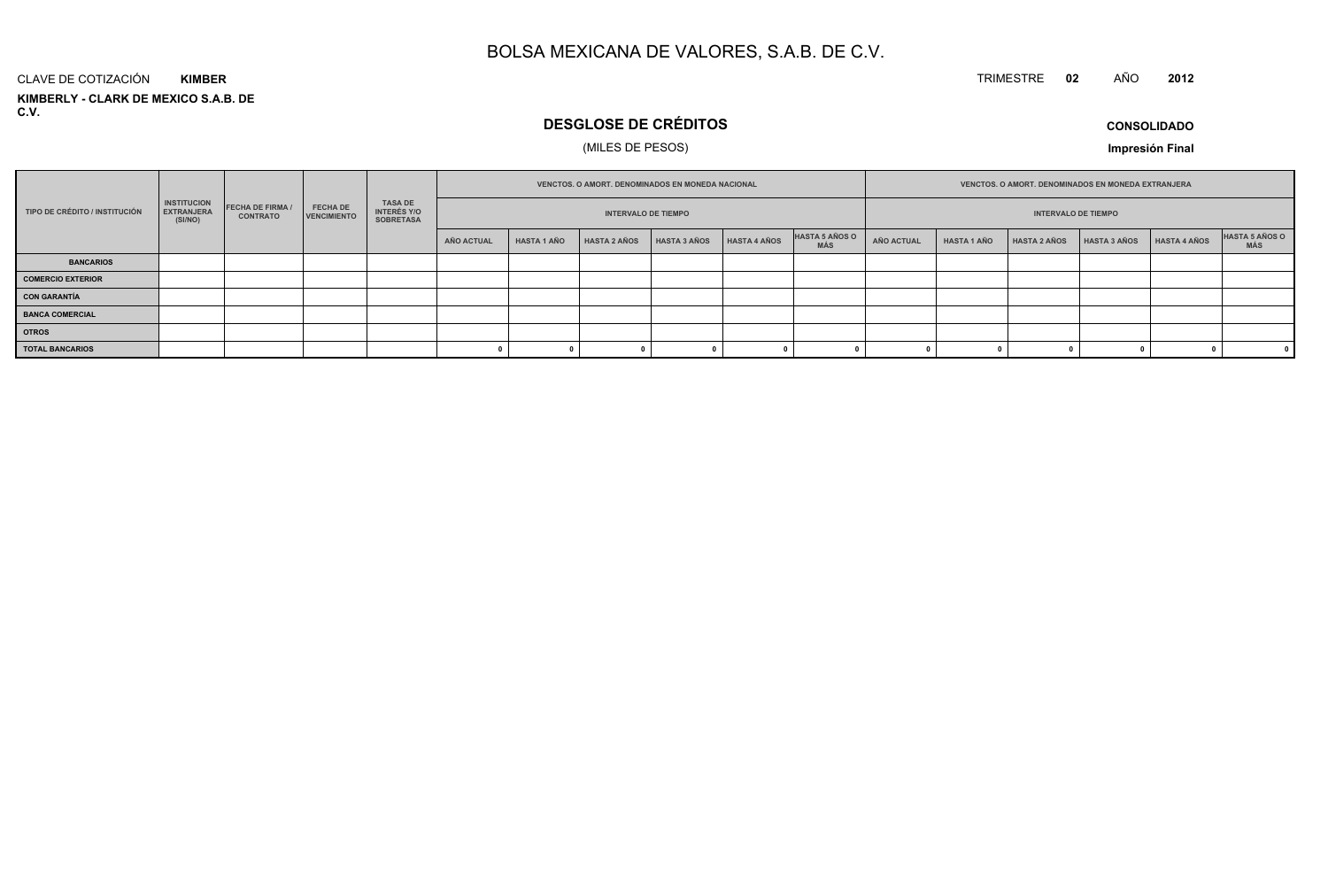# BOLSA MEXICANA DE VALORES, S.A.B. DE C.V.

CLAVE DE COTIZACIÓN **KIMBER**

TRIMESTRE **02** AÑO **2012**

**KIMBERLY - CLARK DE MEXICO S.A.B. DE C.V.**

## DESGLOSE DE CRÉDITOS

(MILES DE PESOS)

**CONSOLIDADO**

**Impresión Final**

| TIPO DE CRÉDITO / INSTITUCIÓN | INSTITUCION EXTRANJERA (SI/NO) | FECHA DE FIRMA / CONTRATO | FECHA DE VENCIMIENTO | TASA DE INTERÉS Y/O SOBRETASA | VENCTOS. O AMORT. DENOMINADOS EN MONEDA NACIONAL | | | | | | VENCTOS. O AMORT. DENOMINADOS EN MONEDA EXTRANJERA | | | | | |
|---|---|---|---|---|---|---|---|---|---|---|---|---|---|---|---|---|
| | | | | | INTERVALO DE TIEMPO | | | | | | INTERVALO DE TIEMPO | | | | | |
| | | | | | AÑO ACTUAL | HASTA 1 AÑO | HASTA 2 AÑOS | HASTA 3 AÑOS | HASTA 4 AÑOS | HASTA 5 AÑOS O MÁS | AÑO ACTUAL | HASTA 1 AÑO | HASTA 2 AÑOS | HASTA 3 AÑOS | HASTA 4 AÑOS | HASTA 5 AÑOS O MÁS |
| **BANCARIOS** | | | | | | | | | | | | | | | | |
| **COMERCIO EXTERIOR** | | | | | | | | | | | | | | | | |
| **CON GARANTÍA** | | | | | | | | | | | | | | | | |
| **BANCA COMERCIAL** | | | | | | | | | | | | | | | | |
| **OTROS** | | | | | | | | | | | | | | | | |
| **TOTAL BANCARIOS** | | | | | 0 | 0 | 0 | 0 | 0 | 0 | 0 | 0 | 0 | 0 | 0 | 0 |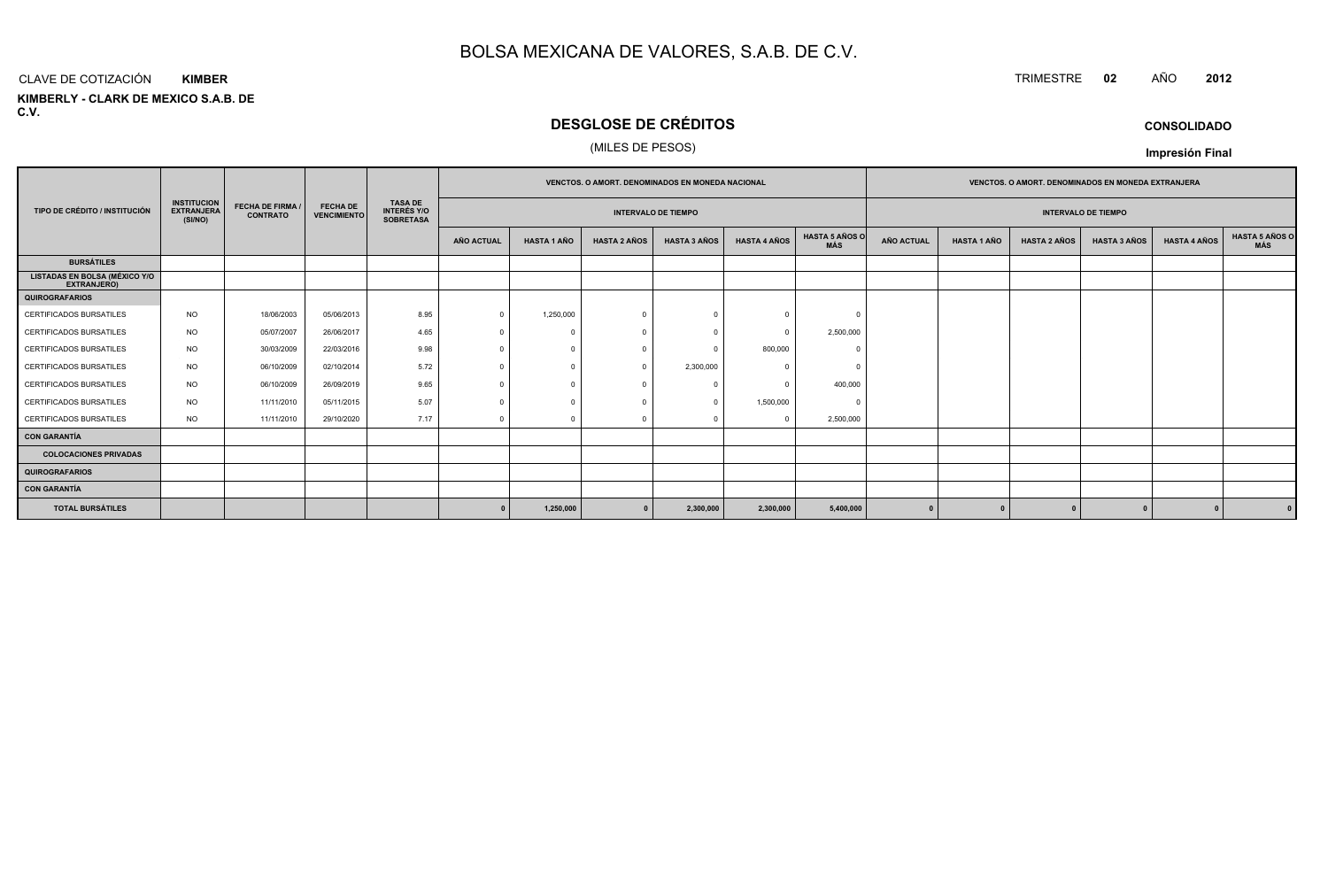# BOLSA MEXICANA DE VALORES, S.A.B. DE C.V.

CLAVE DE COTIZACIÓN **KIMBER**

TRIMESTRE **02** AÑO **2012**

**KIMBERLY - CLARK DE MEXICO S.A.B. DE C.V.**

## DESGLOSE DE CRÉDITOS

(MILES DE PESOS)

**CONSOLIDADO**

**Impresión Final**

| TIPO DE CRÉDITO / INSTITUCIÓN | INSTITUCION EXTRANJERA (SI/NO) | FECHA DE FIRMA / CONTRATO | FECHA DE VENCIMIENTO | TASA DE INTERÉS Y/O SOBRETASA | VENCTOS. O AMORT. DENOMINADOS EN MONEDA NACIONAL | | | | | | VENCTOS. O AMORT. DENOMINADOS EN MONEDA EXTRANJERA | | | | | |
|---|---|---|---|---|---|---|---|---|---|---|---|---|---|---|---|---|
| | | | | | INTERVALO DE TIEMPO | | | | | | INTERVALO DE TIEMPO | | | | | |
| | | | | | AÑO ACTUAL | HASTA 1 AÑO | HASTA 2 AÑOS | HASTA 3 AÑOS | HASTA 4 AÑOS | HASTA 5 AÑOS O MÁS | AÑO ACTUAL | HASTA 1 AÑO | HASTA 2 AÑOS | HASTA 3 AÑOS | HASTA 4 AÑOS | HASTA 5 AÑOS O MÁS |
| **BURSÁTILES** | | | | | | | | | | | | | | | | |
| **LISTADAS EN BOLSA (MÉXICO Y/O EXTRANJERO)** | | | | | | | | | | | | | | | | |
| **QUIROGRAFARIOS** | | | | | | | | | | | | | | | | |
| CERTIFICADOS BURSATILES | NO | 18/06/2003 | 05/06/2013 | 8.95 | 0 | 1,250,000 | 0 | 0 | 0 | 0 | | | | | | |
| CERTIFICADOS BURSATILES | NO | 05/07/2007 | 26/06/2017 | 4.65 | 0 | 0 | 0 | 0 | 0 | 2,500,000 | | | | | | |
| CERTIFICADOS BURSATILES | NO | 30/03/2009 | 22/03/2016 | 9.98 | 0 | 0 | 0 | 0 | 800,000 | 0 | | | | | | |
| CERTIFICADOS BURSATILES | NO | 06/10/2009 | 02/10/2014 | 5.72 | 0 | 0 | 0 | 2,300,000 | 0 | 0 | | | | | | |
| CERTIFICADOS BURSATILES | NO | 06/10/2009 | 26/09/2019 | 9.65 | 0 | 0 | 0 | 0 | 0 | 400,000 | | | | | | |
| CERTIFICADOS BURSATILES | NO | 11/11/2010 | 05/11/2015 | 5.07 | 0 | 0 | 0 | 0 | 1,500,000 | 0 | | | | | | |
| CERTIFICADOS BURSATILES | NO | 11/11/2010 | 29/10/2020 | 7.17 | 0 | 0 | 0 | 0 | 0 | 2,500,000 | | | | | | |
| **CON GARANTÍA** | | | | | | | | | | | | | | | | |
| **COLOCACIONES PRIVADAS** | | | | | | | | | | | | | | | | |
| **QUIROGRAFARIOS** | | | | | | | | | | | | | | | | |
| **CON GARANTÍA** | | | | | | | | | | | | | | | | |
| **TOTAL BURSÁTILES** | | | | | **0** | **1,250,000** | **0** | **2,300,000** | **2,300,000** | **5,400,000** | **0** | **0** | **0** | **0** | **0** | **0** |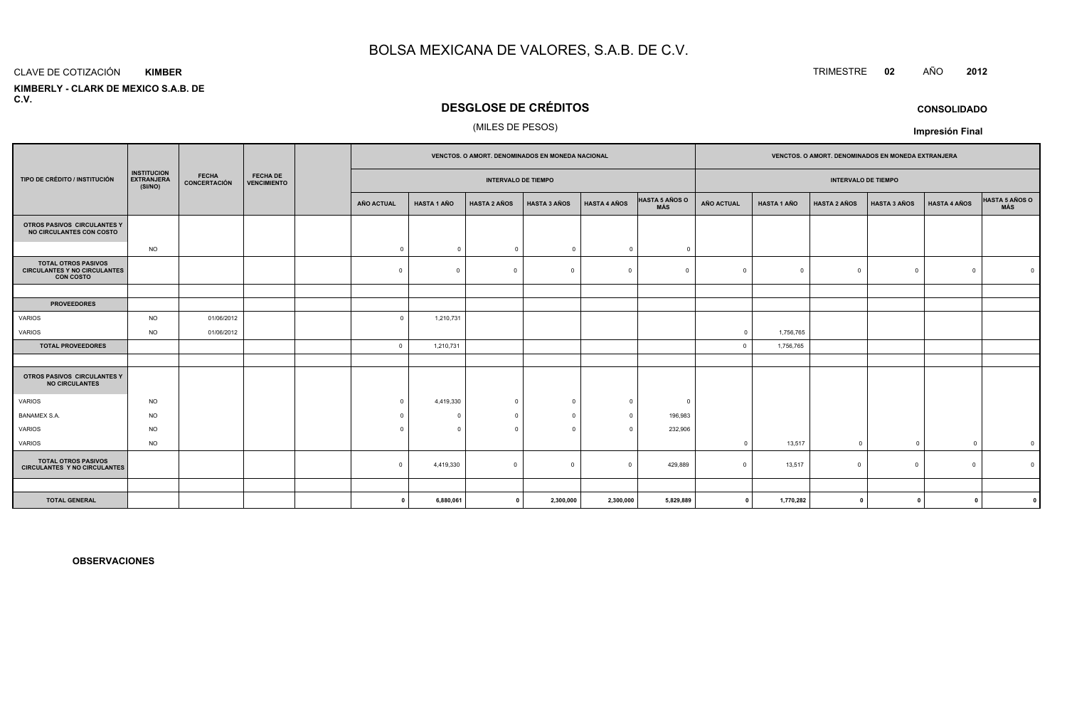# BOLSA MEXICANA DE VALORES, S.A.B. DE C.V.

CLAVE DE COTIZACIÓN **KIMBER**

TRIMESTRE **02** AÑO **2012**

**KIMBERLY - CLARK DE MEXICO S.A.B. DE C.V.**

## DESGLOSE DE CRÉDITOS

(MILES DE PESOS)

**CONSOLIDADO**

**Impresión Final**

| TIPO DE CRÉDITO / INSTITUCIÓN | INSTITUCION EXTRANJERA (SI/NO) | FECHA CONCERTACIÓN | FECHA DE VENCIMIENTO | | VENCTOS. O AMORT. DENOMINADOS EN MONEDA NACIONAL - INTERVALO DE TIEMPO | | | | | | VENCTOS. O AMORT. DENOMINADOS EN MONEDA EXTRANJERA - INTERVALO DE TIEMPO | | | | | |
|---|---|---|---|---|---|---|---|---|---|---|---|---|---|---|---|---|
| | | | | | AÑO ACTUAL | HASTA 1 AÑO | HASTA 2 AÑOS | HASTA 3 AÑOS | HASTA 4 AÑOS | HASTA 5 AÑOS O MÁS | AÑO ACTUAL | HASTA 1 AÑO | HASTA 2 AÑOS | HASTA 3 AÑOS | HASTA 4 AÑOS | HASTA 5 AÑOS O MÁS |
| **OTROS PASIVOS CIRCULANTES Y NO CIRCULANTES CON COSTO** | | | | | | | | | | | | | | | | |
| | NO | | | | 0 | 0 | 0 | 0 | 0 | 0 | | | | | | |
| **TOTAL OTROS PASIVOS CIRCULANTES Y NO CIRCULANTES CON COSTO** | | | | | 0 | 0 | 0 | 0 | 0 | 0 | 0 | 0 | 0 | 0 | 0 | 0 |
| | | | | | | | | | | | | | | | | |
| **PROVEEDORES** | | | | | | | | | | | | | | | | |
| VARIOS | NO | 01/06/2012 | | | 0 | 1,210,731 | | | | | | | | | | |
| VARIOS | NO | 01/06/2012 | | | | | | | | | 0 | 1,756,765 | | | | |
| **TOTAL PROVEEDORES** | | | | | 0 | 1,210,731 | | | | | 0 | 1,756,765 | | | | |
| | | | | | | | | | | | | | | | | |
| **OTROS PASIVOS CIRCULANTES Y NO CIRCULANTES** | | | | | | | | | | | | | | | | |
| VARIOS | NO | | | | 0 | 4,419,330 | 0 | 0 | 0 | 0 | | | | | | |
| BANAMEX S.A. | NO | | | | 0 | 0 | 0 | 0 | 0 | 196,983 | | | | | | |
| VARIOS | NO | | | | 0 | 0 | 0 | 0 | 0 | 232,906 | | | | | | |
| VARIOS | NO | | | | | | | | | | 0 | 13,517 | 0 | 0 | 0 | 0 |
| **TOTAL OTROS PASIVOS CIRCULANTES Y NO CIRCULANTES** | | | | | 0 | 4,419,330 | 0 | 0 | 0 | 429,889 | 0 | 13,517 | 0 | 0 | 0 | 0 |
| | | | | | | | | | | | | | | | | |
| **TOTAL GENERAL** | | | | | **0** | **6,880,061** | **0** | **2,300,000** | **2,300,000** | **5,829,889** | **0** | **1,770,282** | **0** | **0** | **0** | **0** |

**OBSERVACIONES**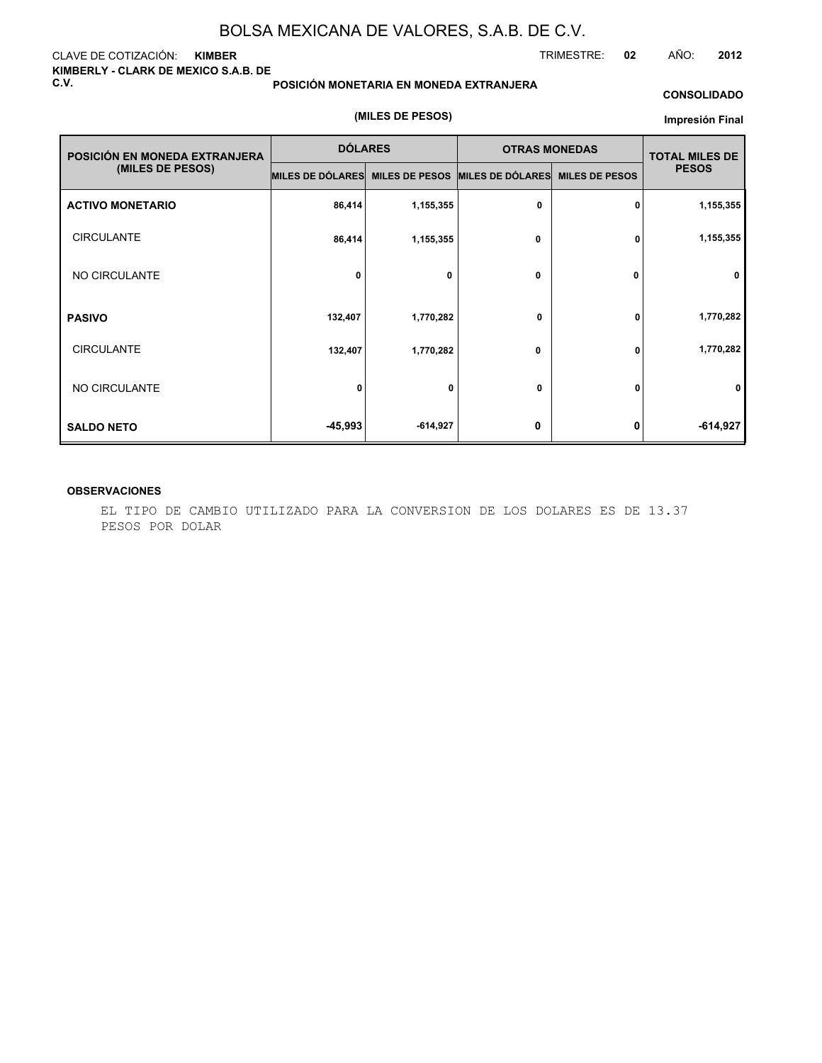# BOLSA MEXICANA DE VALORES, S.A.B. DE C.V.

CLAVE DE COTIZACIÓN: **KIMBER**

TRIMESTRE: **02** AÑO: **2012**

**KIMBERLY - CLARK DE MEXICO S.A.B. DE C.V.**

**POSICIÓN MONETARIA EN MONEDA EXTRANJERA**

**CONSOLIDADO**

**(MILES DE PESOS)**

**Impresión Final**

| POSICIÓN EN MONEDA EXTRANJERA (MILES DE PESOS) | DÓLARES | | OTRAS MONEDAS | | TOTAL MILES DE PESOS |
|---|---|---|---|---|---|
| | MILES DE DÓLARES | MILES DE PESOS | MILES DE DÓLARES | MILES DE PESOS | |
| **ACTIVO MONETARIO** | 86,414 | 1,155,355 | 0 | 0 | 1,155,355 |
| CIRCULANTE | 86,414 | 1,155,355 | 0 | 0 | 1,155,355 |
| NO CIRCULANTE | 0 | 0 | 0 | 0 | 0 |
| **PASIVO** | 132,407 | 1,770,282 | 0 | 0 | 1,770,282 |
| CIRCULANTE | 132,407 | 1,770,282 | 0 | 0 | 1,770,282 |
| NO CIRCULANTE | 0 | 0 | 0 | 0 | 0 |
| **SALDO NETO** | -45,993 | -614,927 | 0 | 0 | -614,927 |

**OBSERVACIONES**

EL TIPO DE CAMBIO UTILIZADO PARA LA CONVERSION DE LOS DOLARES ES DE 13.37 PESOS POR DOLAR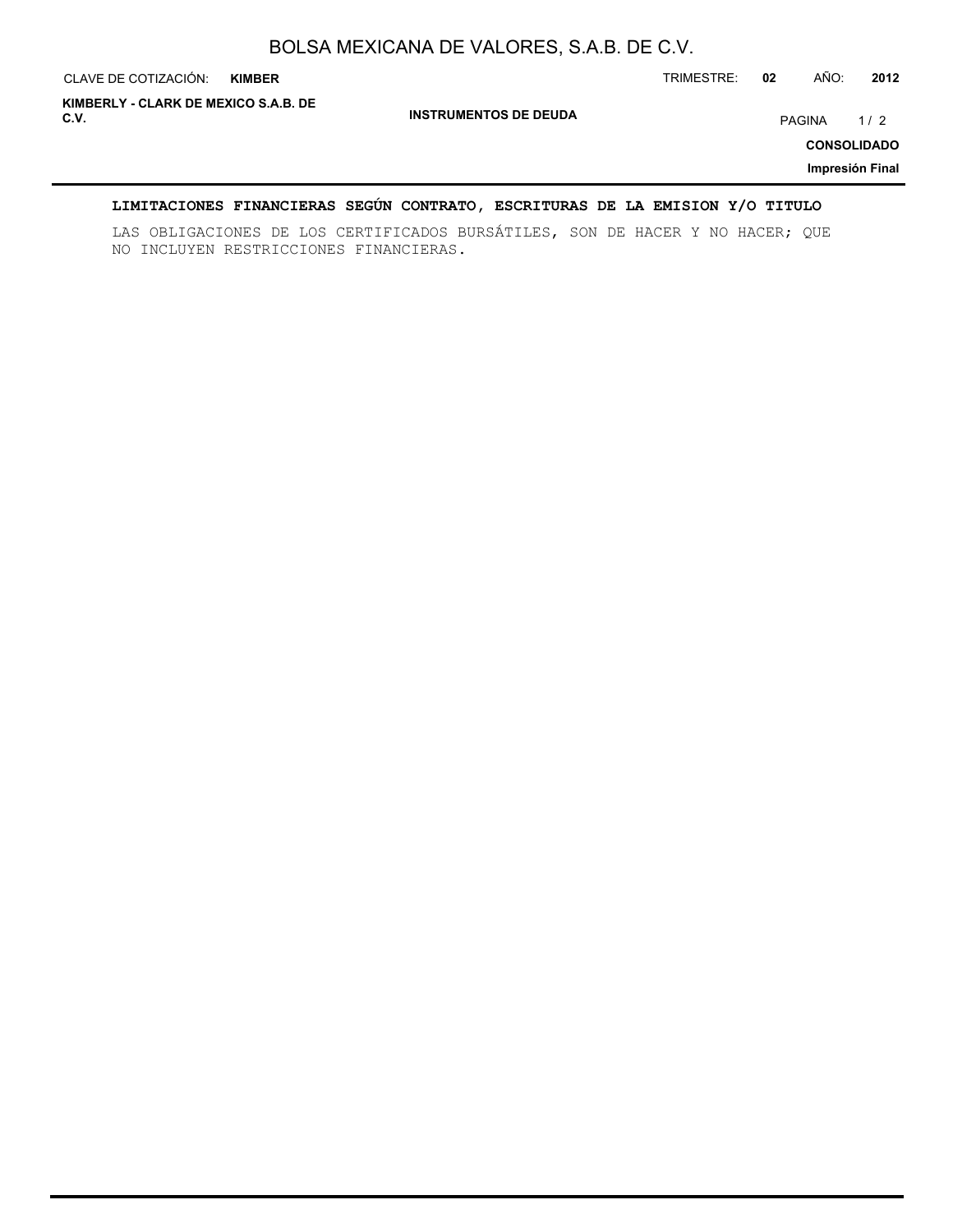## LIMITACIONES FINANCIERAS SEGÚN CONTRATO, ESCRITURAS DE LA EMISION Y/O TITULO

LAS OBLIGACIONES DE LOS CERTIFICADOS BURSÁTILES, SON DE HACER Y NO HACER; QUE NO INCLUYEN RESTRICCIONES FINANCIERAS.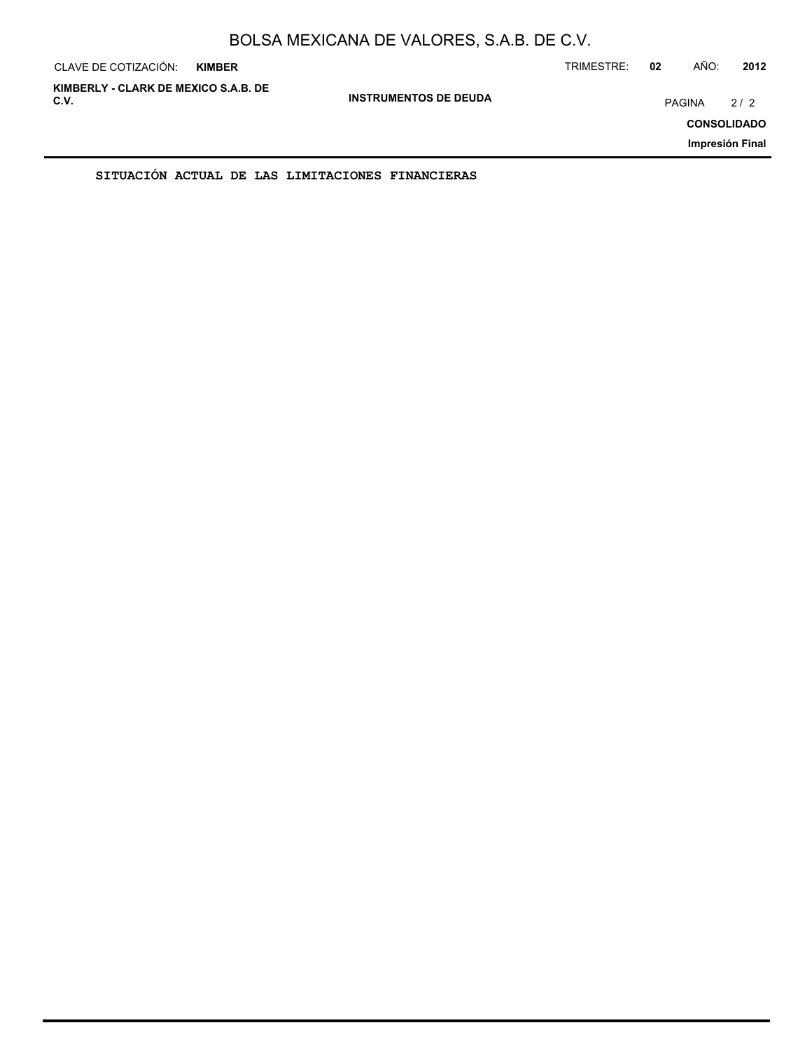## INSTRUMENTOS DE DEUDA

**SITUACIÓN ACTUAL DE LAS LIMITACIONES FINANCIERAS**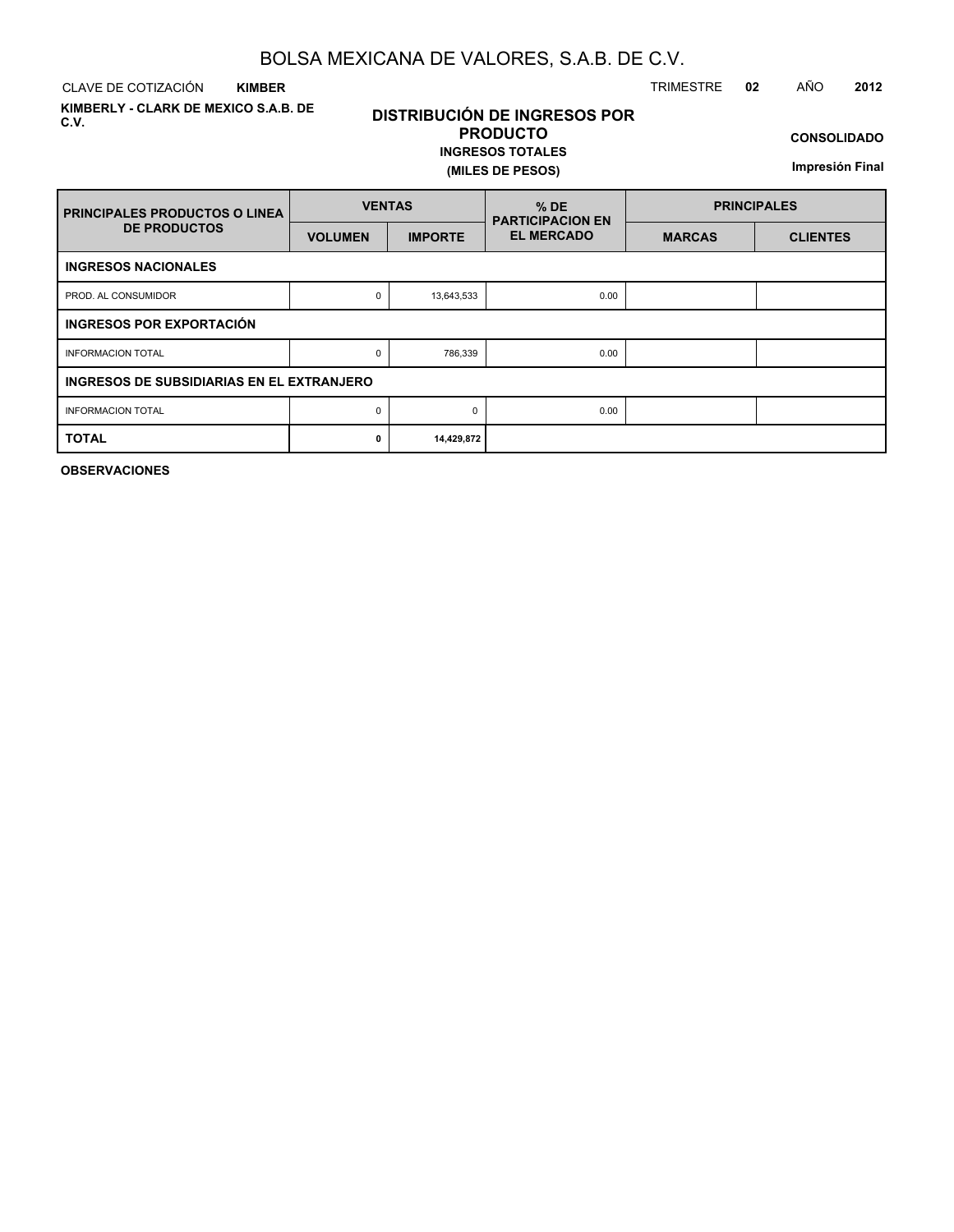# BOLSA MEXICANA DE VALORES, S.A.B. DE C.V.

CLAVE DE COTIZACIÓN **KIMBER**

TRIMESTRE **02** AÑO **2012**

**KIMBERLY - CLARK DE MEXICO S.A.B. DE C.V.**

## DISTRIBUCIÓN DE INGRESOS POR PRODUCTO

**INGRESOS TOTALES**

**(MILES DE PESOS)**

**CONSOLIDADO**

**Impresión Final**

| PRINCIPALES PRODUCTOS O LINEA DE PRODUCTOS | VENTAS | | % DE PARTICIPACION EN EL MERCADO | PRINCIPALES | |
|---|---|---|---|---|---|
| | VOLUMEN | IMPORTE | | MARCAS | CLIENTES |
| **INGRESOS NACIONALES** | | | | | |
| PROD. AL CONSUMIDOR | 0 | 13,643,533 | 0.00 | | |
| **INGRESOS POR EXPORTACIÓN** | | | | | |
| INFORMACION TOTAL | 0 | 786,339 | 0.00 | | |
| **INGRESOS DE SUBSIDIARIAS EN EL EXTRANJERO** | | | | | |
| INFORMACION TOTAL | 0 | 0 | 0.00 | | |
| **TOTAL** | **0** | **14,429,872** | | | |

**OBSERVACIONES**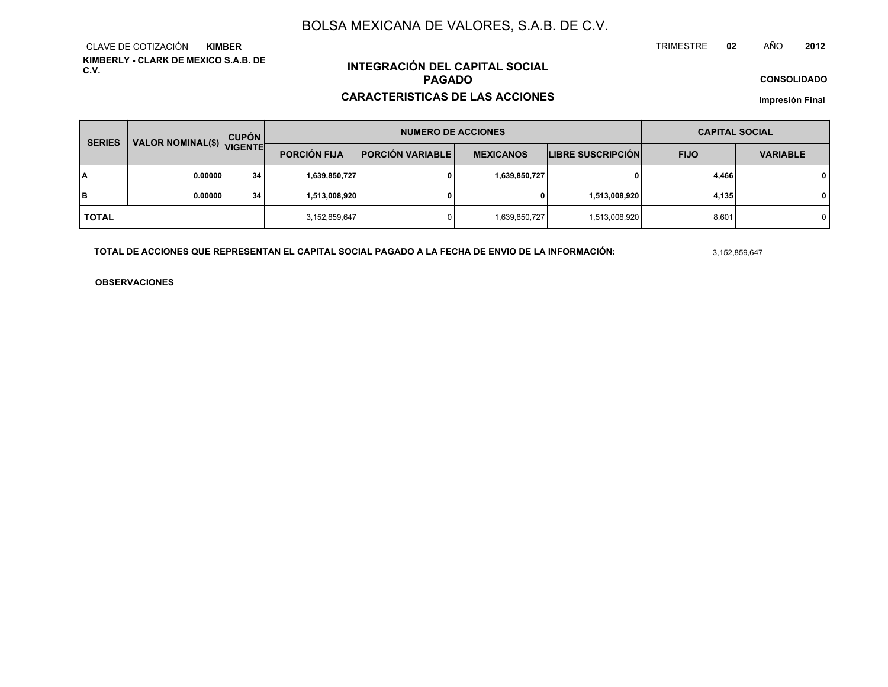# BOLSA MEXICANA DE VALORES, S.A.B. DE C.V.

CLAVE DE COTIZACIÓN **KIMBER**

TRIMESTRE **02** AÑO **2012**

**KIMBERLY - CLARK DE MEXICO S.A.B. DE C.V.**

## INTEGRACIÓN DEL CAPITAL SOCIAL PAGADO

## CARACTERISTICAS DE LAS ACCIONES

**CONSOLIDADO**

**Impresión Final**

| SERIES | VALOR NOMINAL($) | CUPÓN VIGENTE | NUMERO DE ACCIONES | | | | CAPITAL SOCIAL | |
|---|---|---|---|---|---|---|---|---|
| | | | PORCIÓN FIJA | PORCIÓN VARIABLE | MEXICANOS | LIBRE SUSCRIPCIÓN | FIJO | VARIABLE |
| A | 0.00000 | 34 | 1,639,850,727 | 0 | 1,639,850,727 | 0 | 4,466 | 0 |
| B | 0.00000 | 34 | 1,513,008,920 | 0 | 0 | 1,513,008,920 | 4,135 | 0 |
| TOTAL | | | 3,152,859,647 | 0 | 1,639,850,727 | 1,513,008,920 | 8,601 | 0 |

**TOTAL DE ACCIONES QUE REPRESENTAN EL CAPITAL SOCIAL PAGADO A LA FECHA DE ENVIO DE LA INFORMACIÓN:** 3,152,859,647

**OBSERVACIONES**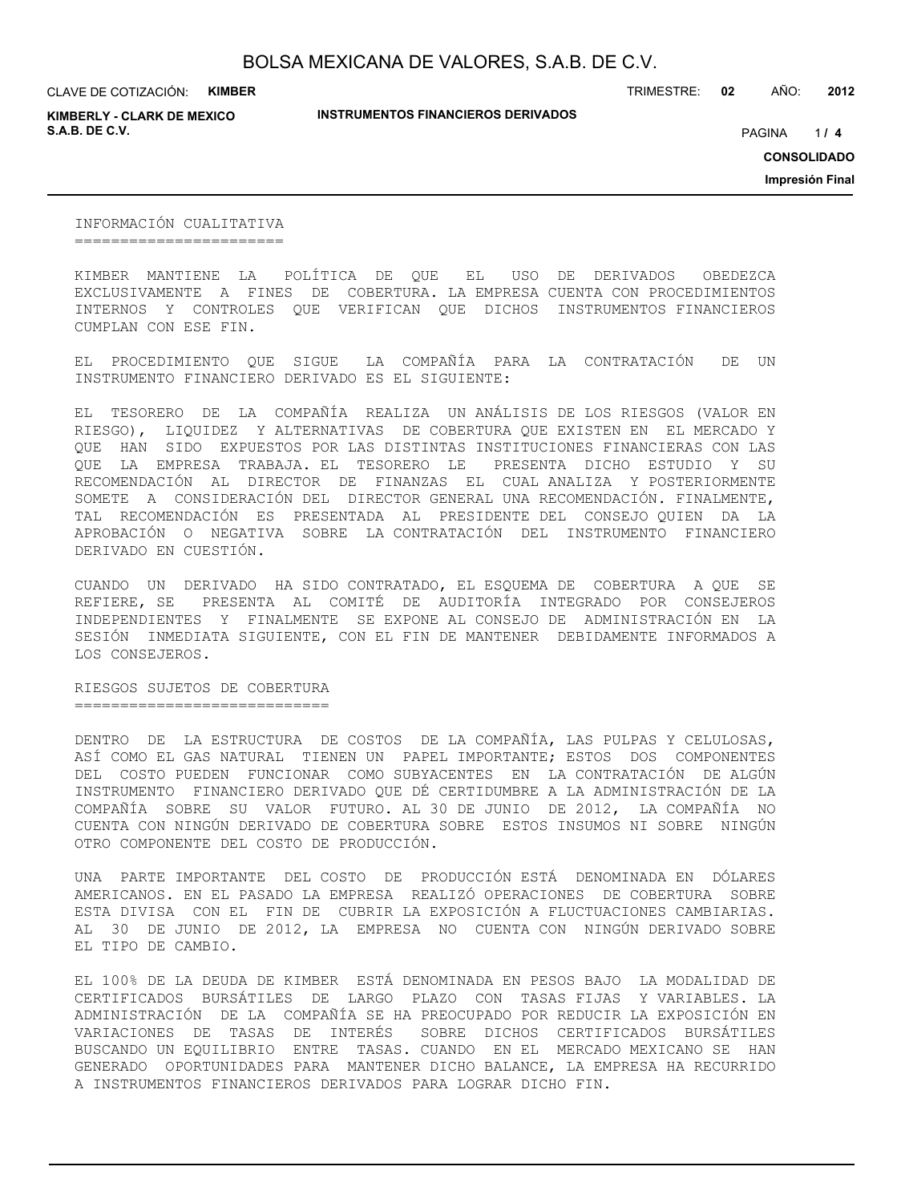## INFORMACIÓN CUALITATIVA

KIMBER MANTIENE LA POLÍTICA DE QUE EL USO DE DERIVADOS OBEDEZCA EXCLUSIVAMENTE A FINES DE COBERTURA. LA EMPRESA CUENTA CON PROCEDIMIENTOS INTERNOS Y CONTROLES QUE VERIFICAN QUE DICHOS INSTRUMENTOS FINANCIEROS CUMPLAN CON ESE FIN.

EL PROCEDIMIENTO QUE SIGUE LA COMPAÑÍA PARA LA CONTRATACIÓN DE UN INSTRUMENTO FINANCIERO DERIVADO ES EL SIGUIENTE:

EL TESORERO DE LA COMPAÑÍA REALIZA UN ANÁLISIS DE LOS RIESGOS (VALOR EN RIESGO), LIQUIDEZ Y ALTERNATIVAS DE COBERTURA QUE EXISTEN EN EL MERCADO Y QUE HAN SIDO EXPUESTOS POR LAS DISTINTAS INSTITUCIONES FINANCIERAS CON LAS QUE LA EMPRESA TRABAJA. EL TESORERO LE PRESENTA DICHO ESTUDIO Y SU RECOMENDACIÓN AL DIRECTOR DE FINANZAS EL CUAL ANALIZA Y POSTERIORMENTE SOMETE A CONSIDERACIÓN DEL DIRECTOR GENERAL UNA RECOMENDACIÓN. FINALMENTE, TAL RECOMENDACIÓN ES PRESENTADA AL PRESIDENTE DEL CONSEJO QUIEN DA LA APROBACIÓN O NEGATIVA SOBRE LA CONTRATACIÓN DEL INSTRUMENTO FINANCIERO DERIVADO EN CUESTIÓN.

CUANDO UN DERIVADO HA SIDO CONTRATADO, EL ESQUEMA DE COBERTURA A QUE SE REFIERE, SE PRESENTA AL COMITÉ DE AUDITORÍA INTEGRADO POR CONSEJEROS INDEPENDIENTES Y FINALMENTE SE EXPONE AL CONSEJO DE ADMINISTRACIÓN EN LA SESIÓN INMEDIATA SIGUIENTE, CON EL FIN DE MANTENER DEBIDAMENTE INFORMADOS A LOS CONSEJEROS.

## RIESGOS SUJETOS DE COBERTURA

DENTRO DE LA ESTRUCTURA DE COSTOS DE LA COMPAÑÍA, LAS PULPAS Y CELULOSAS, ASÍ COMO EL GAS NATURAL TIENEN UN PAPEL IMPORTANTE; ESTOS DOS COMPONENTES DEL COSTO PUEDEN FUNCIONAR COMO SUBYACENTES EN LA CONTRATACIÓN DE ALGÚN INSTRUMENTO FINANCIERO DERIVADO QUE DÉ CERTIDUMBRE A LA ADMINISTRACIÓN DE LA COMPAÑÍA SOBRE SU VALOR FUTURO. AL 30 DE JUNIO DE 2012, LA COMPAÑÍA NO CUENTA CON NINGÚN DERIVADO DE COBERTURA SOBRE ESTOS INSUMOS NI SOBRE NINGÚN OTRO COMPONENTE DEL COSTO DE PRODUCCIÓN.

UNA PARTE IMPORTANTE DEL COSTO DE PRODUCCIÓN ESTÁ DENOMINADA EN DÓLARES AMERICANOS. EN EL PASADO LA EMPRESA REALIZÓ OPERACIONES DE COBERTURA SOBRE ESTA DIVISA CON EL FIN DE CUBRIR LA EXPOSICIÓN A FLUCTUACIONES CAMBIARIAS. AL 30 DE JUNIO DE 2012, LA EMPRESA NO CUENTA CON NINGÚN DERIVADO SOBRE EL TIPO DE CAMBIO.

EL 100% DE LA DEUDA DE KIMBER ESTÁ DENOMINADA EN PESOS BAJO LA MODALIDAD DE CERTIFICADOS BURSÁTILES DE LARGO PLAZO CON TASAS FIJAS Y VARIABLES. LA ADMINISTRACIÓN DE LA COMPAÑÍA SE HA PREOCUPADO POR REDUCIR LA EXPOSICIÓN EN VARIACIONES DE TASAS DE INTERÉS SOBRE DICHOS CERTIFICADOS BURSÁTILES BUSCANDO UN EQUILIBRIO ENTRE TASAS. CUANDO EN EL MERCADO MEXICANO SE HAN GENERADO OPORTUNIDADES PARA MANTENER DICHO BALANCE, LA EMPRESA HA RECURRIDO A INSTRUMENTOS FINANCIEROS DERIVADOS PARA LOGRAR DICHO FIN.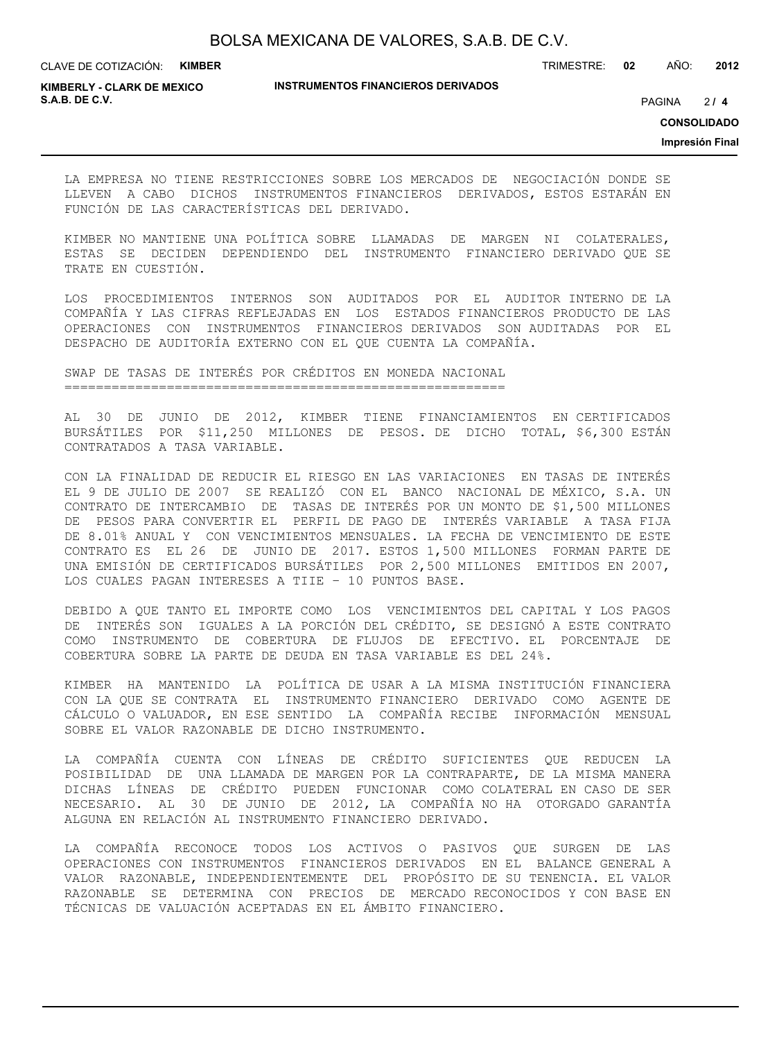LA EMPRESA NO TIENE RESTRICCIONES SOBRE LOS MERCADOS DE NEGOCIACIÓN DONDE SE LLEVEN A CABO DICHOS INSTRUMENTOS FINANCIEROS DERIVADOS, ESTOS ESTARÁN EN FUNCIÓN DE LAS CARACTERÍSTICAS DEL DERIVADO.

KIMBER NO MANTIENE UNA POLÍTICA SOBRE LLAMADAS DE MARGEN NI COLATERALES, ESTAS SE DECIDEN DEPENDIENDO DEL INSTRUMENTO FINANCIERO DERIVADO QUE SE TRATE EN CUESTIÓN.

LOS PROCEDIMIENTOS INTERNOS SON AUDITADOS POR EL AUDITOR INTERNO DE LA COMPAÑÍA Y LAS CIFRAS REFLEJADAS EN LOS ESTADOS FINANCIEROS PRODUCTO DE LAS OPERACIONES CON INSTRUMENTOS FINANCIEROS DERIVADOS SON AUDITADAS POR EL DESPACHO DE AUDITORÍA EXTERNO CON EL QUE CUENTA LA COMPAÑÍA.

## SWAP DE TASAS DE INTERÉS POR CRÉDITOS EN MONEDA NACIONAL

AL 30 DE JUNIO DE 2012, KIMBER TIENE FINANCIAMIENTOS EN CERTIFICADOS BURSÁTILES POR $11,250 MILLONES DE PESOS. DE DICHO TOTAL, $6,300 ESTÁN CONTRATADOS A TASA VARIABLE.

CON LA FINALIDAD DE REDUCIR EL RIESGO EN LAS VARIACIONES EN TASAS DE INTERÉS EL 9 DE JULIO DE 2007 SE REALIZÓ CON EL BANCO NACIONAL DE MÉXICO, S.A. UN CONTRATO DE INTERCAMBIO DE TASAS DE INTERÉS POR UN MONTO DE $1,500 MILLONES DE PESOS PARA CONVERTIR EL PERFIL DE PAGO DE INTERÉS VARIABLE A TASA FIJA DE 8.01% ANUAL Y CON VENCIMIENTOS MENSUALES. LA FECHA DE VENCIMIENTO DE ESTE CONTRATO ES EL 26 DE JUNIO DE 2017. ESTOS 1,500 MILLONES FORMAN PARTE DE UNA EMISIÓN DE CERTIFICADOS BURSÁTILES POR 2,500 MILLONES EMITIDOS EN 2007, LOS CUALES PAGAN INTERESES A TIIE – 10 PUNTOS BASE.

DEBIDO A QUE TANTO EL IMPORTE COMO LOS VENCIMIENTOS DEL CAPITAL Y LOS PAGOS DE INTERÉS SON IGUALES A LA PORCIÓN DEL CRÉDITO, SE DESIGNÓ A ESTE CONTRATO COMO INSTRUMENTO DE COBERTURA DE FLUJOS DE EFECTIVO. EL PORCENTAJE DE COBERTURA SOBRE LA PARTE DE DEUDA EN TASA VARIABLE ES DEL 24%.

KIMBER HA MANTENIDO LA POLÍTICA DE USAR A LA MISMA INSTITUCIÓN FINANCIERA CON LA QUE SE CONTRATA EL INSTRUMENTO FINANCIERO DERIVADO COMO AGENTE DE CÁLCULO O VALUADOR, EN ESE SENTIDO LA COMPAÑÍA RECIBE INFORMACIÓN MENSUAL SOBRE EL VALOR RAZONABLE DE DICHO INSTRUMENTO.

LA COMPAÑÍA CUENTA CON LÍNEAS DE CRÉDITO SUFICIENTES QUE REDUCEN LA POSIBILIDAD DE UNA LLAMADA DE MARGEN POR LA CONTRAPARTE, DE LA MISMA MANERA DICHAS LÍNEAS DE CRÉDITO PUEDEN FUNCIONAR COMO COLATERAL EN CASO DE SER NECESARIO. AL 30 DE JUNIO DE 2012, LA COMPAÑÍA NO HA OTORGADO GARANTÍA ALGUNA EN RELACIÓN AL INSTRUMENTO FINANCIERO DERIVADO.

LA COMPAÑÍA RECONOCE TODOS LOS ACTIVOS O PASIVOS QUE SURGEN DE LAS OPERACIONES CON INSTRUMENTOS FINANCIEROS DERIVADOS EN EL BALANCE GENERAL A VALOR RAZONABLE, INDEPENDIENTEMENTE DEL PROPÓSITO DE SU TENENCIA. EL VALOR RAZONABLE SE DETERMINA CON PRECIOS DE MERCADO RECONOCIDOS Y CON BASE EN TÉCNICAS DE VALUACIÓN ACEPTADAS EN EL ÁMBITO FINANCIERO.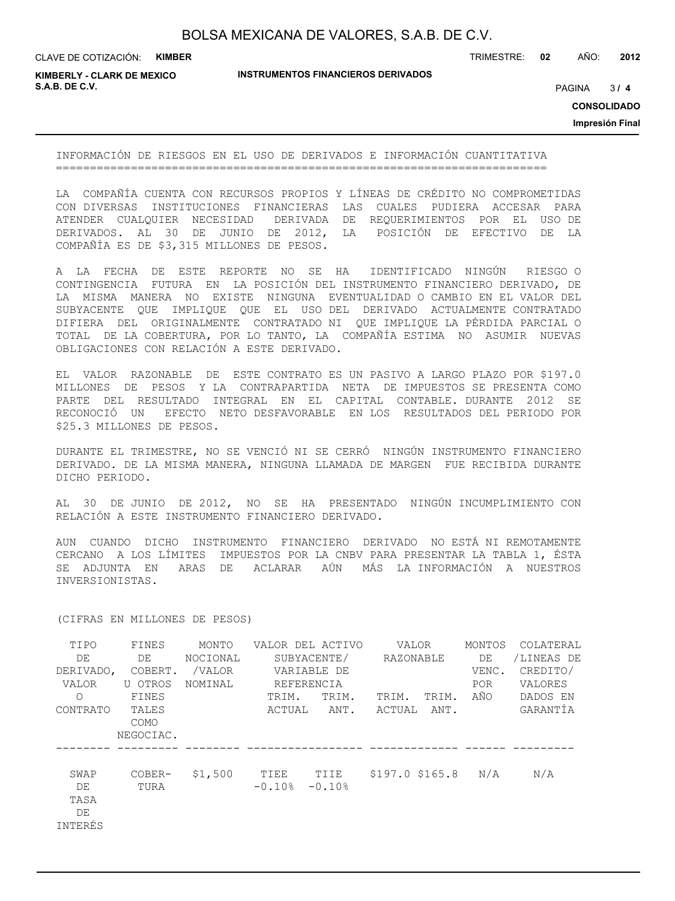## INFORMACIÓN DE RIESGOS EN EL USO DE DERIVADOS E INFORMACIÓN CUANTITATIVA

LA COMPAÑÍA CUENTA CON RECURSOS PROPIOS Y LÍNEAS DE CRÉDITO NO COMPROMETIDAS CON DIVERSAS INSTITUCIONES FINANCIERAS LAS CUALES PUDIERA ACCESAR PARA ATENDER CUALQUIER NECESIDAD DERIVADA DE REQUERIMIENTOS POR EL USO DE DERIVADOS. AL 30 DE JUNIO DE 2012, LA POSICIÓN DE EFECTIVO DE LA COMPAÑÍA ES DE $3,315 MILLONES DE PESOS.

A LA FECHA DE ESTE REPORTE NO SE HA IDENTIFICADO NINGÚN RIESGO O CONTINGENCIA FUTURA EN LA POSICIÓN DEL INSTRUMENTO FINANCIERO DERIVADO, DE LA MISMA MANERA NO EXISTE NINGUNA EVENTUALIDAD O CAMBIO EN EL VALOR DEL SUBYACENTE QUE IMPLIQUE QUE EL USO DEL DERIVADO ACTUALMENTE CONTRATADO DIFIERA DEL ORIGINALMENTE CONTRATADO NI QUE IMPLIQUE LA PÉRDIDA PARCIAL O TOTAL DE LA COBERTURA, POR LO TANTO, LA COMPAÑÍA ESTIMA NO ASUMIR NUEVAS OBLIGACIONES CON RELACIÓN A ESTE DERIVADO.

EL VALOR RAZONABLE DE ESTE CONTRATO ES UN PASIVO A LARGO PLAZO POR $197.0 MILLONES DE PESOS Y LA CONTRAPARTIDA NETA DE IMPUESTOS SE PRESENTA COMO PARTE DEL RESULTADO INTEGRAL EN EL CAPITAL CONTABLE. DURANTE 2012 SE RECONOCIÓ UN EFECTO NETO DESFAVORABLE EN LOS RESULTADOS DEL PERIODO POR $25.3 MILLONES DE PESOS.

DURANTE EL TRIMESTRE, NO SE VENCIÓ NI SE CERRÓ NINGÚN INSTRUMENTO FINANCIERO DERIVADO. DE LA MISMA MANERA, NINGUNA LLAMADA DE MARGEN FUE RECIBIDA DURANTE DICHO PERIODO.

AL 30 DE JUNIO DE 2012, NO SE HA PRESENTADO NINGÚN INCUMPLIMIENTO CON RELACIÓN A ESTE INSTRUMENTO FINANCIERO DERIVADO.

AUN CUANDO DICHO INSTRUMENTO FINANCIERO DERIVADO NO ESTÁ NI REMOTAMENTE CERCANO A LOS LÍMITES IMPUESTOS POR LA CNBV PARA PRESENTAR LA TABLA 1, ÉSTA SE ADJUNTA EN ARAS DE ACLARAR AÚN MÁS LA INFORMACIÓN A NUESTROS INVERSIONISTAS.

(CIFRAS EN MILLONES DE PESOS)

| TIPO DE DERIVADO, VALOR O CONTRATO | FINES DE COBERT. U OTROS FINES TALES COMO NEGOCIAC. | MONTO NOCIONAL /VALOR NOMINAL | VALOR DEL ACTIVO SUBYACENTE/ VARIABLE DE REFERENCIA | | VALOR RAZONABLE | | MONTOS DE VENC. POR AÑO | COLATERAL /LINEAS DE CREDITO/ VALORES DADOS EN GARANTÍA |
|---|---|---|---|---|---|---|---|---|
| | | | TRIM. ACTUAL | TRIM. ANT. | TRIM. ACTUAL | TRIM. ANT. | | |
| SWAP DE TASA DE INTERÉS | COBERTURA | $1,500 | TIEE -0.10% | TIIE -0.10% | $197.0 | $165.8 | N/A | N/A |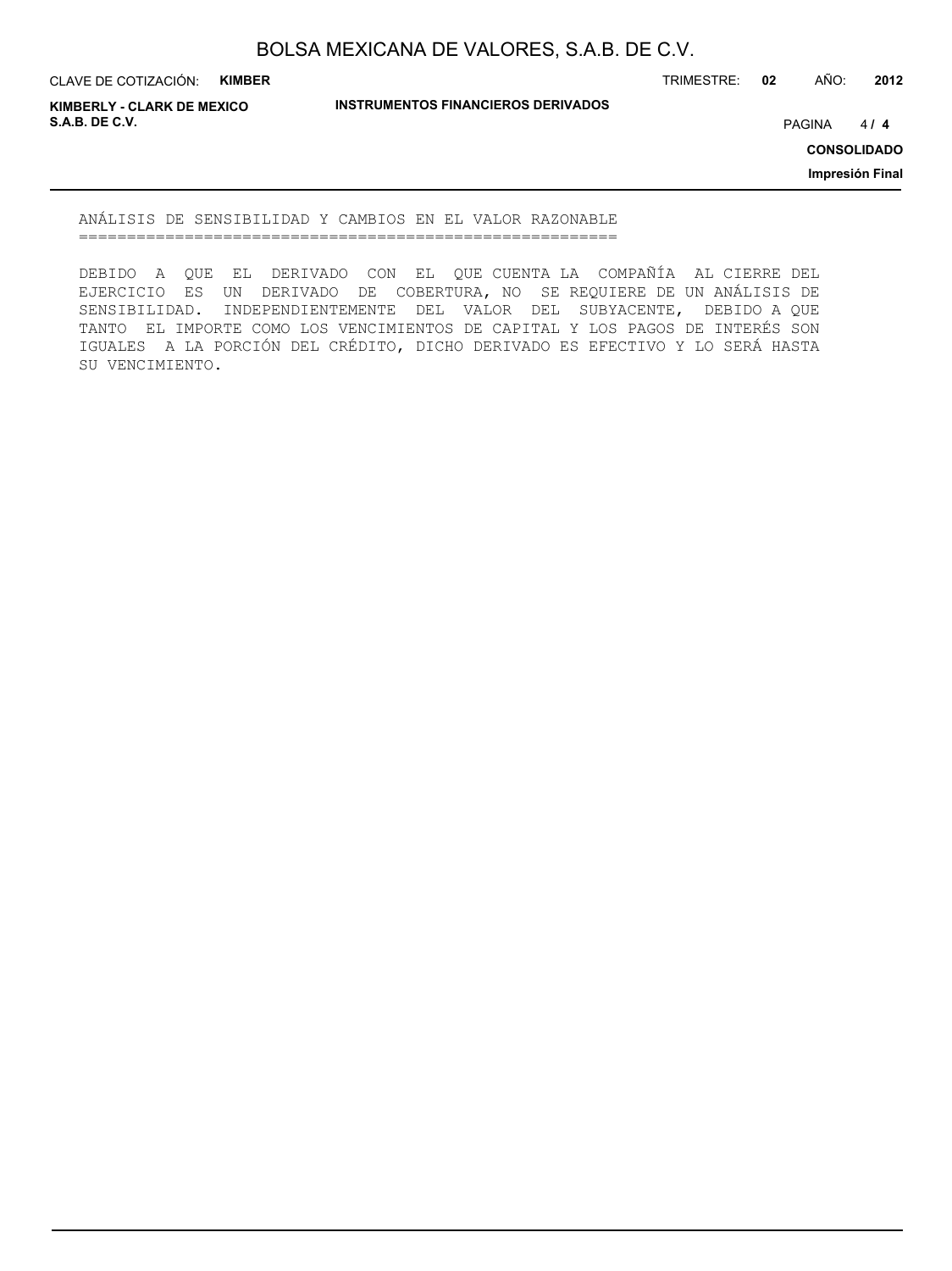## ANÁLISIS DE SENSIBILIDAD Y CAMBIOS EN EL VALOR RAZONABLE

DEBIDO A QUE EL DERIVADO CON EL QUE CUENTA LA COMPAÑÍA AL CIERRE DEL EJERCICIO ES UN DERIVADO DE COBERTURA, NO SE REQUIERE DE UN ANÁLISIS DE SENSIBILIDAD. INDEPENDIENTEMENTE DEL VALOR DEL SUBYACENTE, DEBIDO A QUE TANTO EL IMPORTE COMO LOS VENCIMIENTOS DE CAPITAL Y LOS PAGOS DE INTERÉS SON IGUALES A LA PORCIÓN DEL CRÉDITO, DICHO DERIVADO ES EFECTIVO Y LO SERÁ HASTA SU VENCIMIENTO.